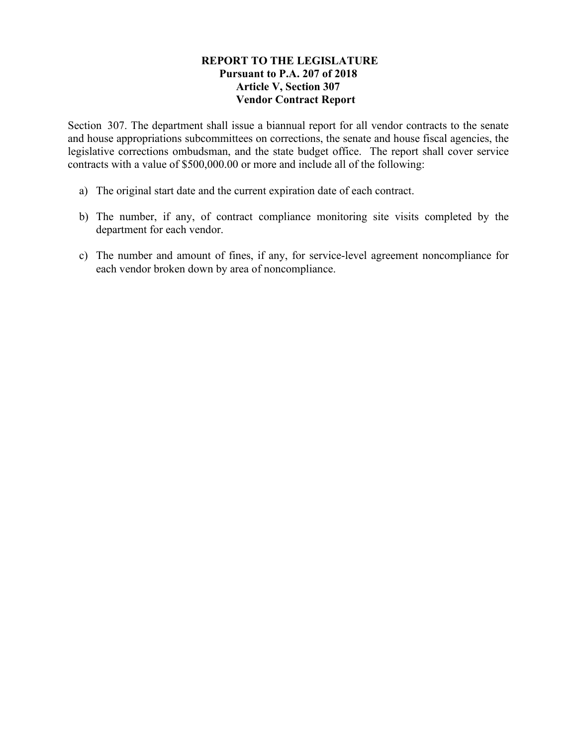# REPORT TO THE LEGISLATURE
## Pursuant to P.A. 207 of 2018
## Article V, Section 307
## Vendor Contract Report

Section 307. The department shall issue a biannual report for all vendor contracts to the senate and house appropriations subcommittees on corrections, the senate and house fiscal agencies, the legislative corrections ombudsman, and the state budget office. The report shall cover service contracts with a value of $500,000.00 or more and include all of the following:

a) The original start date and the current expiration date of each contract.

b) The number, if any, of contract compliance monitoring site visits completed by the department for each vendor.

c) The number and amount of fines, if any, for service-level agreement noncompliance for each vendor broken down by area of noncompliance.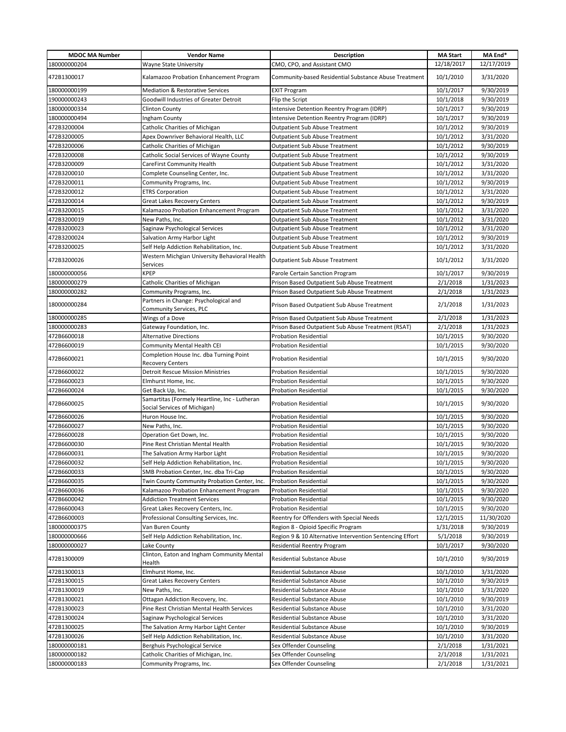| MDOC MA Number | Vendor Name | Description | MA Start | MA End* |
|---|---|---|---|---|
| 180000000204 | Wayne State University | CMO, CPO, and Assistant CMO | 12/18/2017 | 12/17/2019 |
| 472B1300017 | Kalamazoo Probation Enhancement Program | Community-based Residential Substance Abuse Treatment | 10/1/2010 | 3/31/2020 |
| 180000000199 | Mediation & Restorative Services | EXIT Program | 10/1/2017 | 9/30/2019 |
| 190000000243 | Goodwill Industries of Greater Detroit | Flip the Script | 10/1/2018 | 9/30/2019 |
| 180000000334 | Clinton County | Intensive Detention Reentry Program (IDRP) | 10/1/2017 | 9/30/2019 |
| 180000000494 | Ingham County | Intensive Detention Reentry Program (IDRP) | 10/1/2017 | 9/30/2019 |
| 472B3200004 | Catholic Charities of Michigan | Outpatient Sub Abuse Treatment | 10/1/2012 | 9/30/2019 |
| 472B3200005 | Apex Downriver Behavioral Health, LLC | Outpatient Sub Abuse Treatment | 10/1/2012 | 3/31/2020 |
| 472B3200006 | Catholic Charities of Michigan | Outpatient Sub Abuse Treatment | 10/1/2012 | 9/30/2019 |
| 472B3200008 | Catholic Social Services of Wayne County | Outpatient Sub Abuse Treatment | 10/1/2012 | 9/30/2019 |
| 472B3200009 | CareFirst Community Health | Outpatient Sub Abuse Treatment | 10/1/2012 | 3/31/2020 |
| 472B3200010 | Complete Counseling Center, Inc. | Outpatient Sub Abuse Treatment | 10/1/2012 | 3/31/2020 |
| 472B3200011 | Community Programs, Inc. | Outpatient Sub Abuse Treatment | 10/1/2012 | 9/30/2019 |
| 472B3200012 | ETRS Corporation | Outpatient Sub Abuse Treatment | 10/1/2012 | 3/31/2020 |
| 472B3200014 | Great Lakes Recovery Centers | Outpatient Sub Abuse Treatment | 10/1/2012 | 9/30/2019 |
| 472B3200015 | Kalamazoo Probation Enhancement Program | Outpatient Sub Abuse Treatment | 10/1/2012 | 3/31/2020 |
| 472B3200019 | New Paths, Inc. | Outpatient Sub Abuse Treatment | 10/1/2012 | 3/31/2020 |
| 472B3200023 | Saginaw Psychological Services | Outpatient Sub Abuse Treatment | 10/1/2012 | 3/31/2020 |
| 472B3200024 | Salvation Army Harbor Light | Outpatient Sub Abuse Treatment | 10/1/2012 | 9/30/2019 |
| 472B3200025 | Self Help Addiction Rehabilitation, Inc. | Outpatient Sub Abuse Treatment | 10/1/2012 | 3/31/2020 |
| 472B3200026 | Western Michgian University Behavioral Health Services | Outpatient Sub Abuse Treatment | 10/1/2012 | 3/31/2020 |
| 180000000056 | KPEP | Parole Certain Sanction Program | 10/1/2017 | 9/30/2019 |
| 180000000279 | Catholic Charities of Michigan | Prison Based Outpatient Sub Abuse Treatment | 2/1/2018 | 1/31/2023 |
| 180000000282 | Community Programs, Inc. | Prison Based Outpatient Sub Abuse Treatment | 2/1/2018 | 1/31/2023 |
| 180000000284 | Partners in Change: Psychological and Community Services, PLC | Prison Based Outpatient Sub Abuse Treatment | 2/1/2018 | 1/31/2023 |
| 180000000285 | Wings of a Dove | Prison Based Outpatient Sub Abuse Treatment | 2/1/2018 | 1/31/2023 |
| 180000000283 | Gateway Foundation, Inc. | Prison Based Outpatient Sub Abuse Treatment (RSAT) | 2/1/2018 | 1/31/2023 |
| 472B6600018 | Alternative Directions | Probation Residential | 10/1/2015 | 9/30/2020 |
| 472B6600019 | Community Mental Health CEI | Probation Residential | 10/1/2015 | 9/30/2020 |
| 472B6600021 | Completion House Inc. dba Turning Point Recovery Centers | Probation Residential | 10/1/2015 | 9/30/2020 |
| 472B6600022 | Detroit Rescue Mission Ministries | Probation Residential | 10/1/2015 | 9/30/2020 |
| 472B6600023 | Elmhurst Home, Inc. | Probation Residential | 10/1/2015 | 9/30/2020 |
| 472B6600024 | Get Back Up, Inc. | Probation Residential | 10/1/2015 | 9/30/2020 |
| 472B6600025 | Samartitas (Formely Heartline, Inc - Lutheran Social Services of Michigan) | Probation Residential | 10/1/2015 | 9/30/2020 |
| 472B6600026 | Huron House Inc. | Probation Residential | 10/1/2015 | 9/30/2020 |
| 472B6600027 | New Paths, Inc. | Probation Residential | 10/1/2015 | 9/30/2020 |
| 472B6600028 | Operation Get Down, Inc. | Probation Residential | 10/1/2015 | 9/30/2020 |
| 472B6600030 | Pine Rest Christian Mental Health | Probation Residential | 10/1/2015 | 9/30/2020 |
| 472B6600031 | The Salvation Army Harbor Light | Probation Residential | 10/1/2015 | 9/30/2020 |
| 472B6600032 | Self Help Addiction Rehabilitation, Inc. | Probation Residential | 10/1/2015 | 9/30/2020 |
| 472B6600033 | SMB Probation Center, Inc. dba Tri-Cap | Probation Residential | 10/1/2015 | 9/30/2020 |
| 472B6600035 | Twin County Community Probation Center, Inc. | Probation Residential | 10/1/2015 | 9/30/2020 |
| 472B6600036 | Kalamazoo Probation Enhancement Program | Probation Residential | 10/1/2015 | 9/30/2020 |
| 472B6600042 | Addiction Treatment Services | Probation Residential | 10/1/2015 | 9/30/2020 |
| 472B6600043 | Great Lakes Recovery Centers, Inc. | Probation Residential | 10/1/2015 | 9/30/2020 |
| 472B6600003 | Professional Consulting Services, Inc. | Reentry for Offenders with Special Needs | 12/1/2015 | 11/30/2020 |
| 180000000375 | Van Buren County | Region 8 - Opioid Specific Program | 1/31/2018 | 9/30/2019 |
| 180000000666 | Self Help Addiction Rehabilitation, Inc. | Region 9 & 10 Alternative Intervention Sentencing Effort | 5/1/2018 | 9/30/2019 |
| 180000000027 | Lake County | Residential Reentry Program | 10/1/2017 | 9/30/2020 |
| 472B1300009 | Clinton, Eaton and Ingham Community Mental Health | Residential Substance Abuse | 10/1/2010 | 9/30/2019 |
| 472B1300013 | Elmhurst Home, Inc. | Residential Substance Abuse | 10/1/2010 | 3/31/2020 |
| 472B1300015 | Great Lakes Recovery Centers | Residential Substance Abuse | 10/1/2010 | 9/30/2019 |
| 472B1300019 | New Paths, Inc. | Residential Substance Abuse | 10/1/2010 | 3/31/2020 |
| 472B1300021 | Ottagan Addiction Recovery, Inc. | Residential Substance Abuse | 10/1/2010 | 9/30/2019 |
| 472B1300023 | Pine Rest Christian Mental Health Services | Residential Substance Abuse | 10/1/2010 | 3/31/2020 |
| 472B1300024 | Saginaw Psychological Services | Residential Substance Abuse | 10/1/2010 | 3/31/2020 |
| 472B1300025 | The Salvation Army Harbor Light Center | Residential Substance Abuse | 10/1/2010 | 9/30/2019 |
| 472B1300026 | Self Help Addiction Rehabilitation, Inc. | Residential Substance Abuse | 10/1/2010 | 3/31/2020 |
| 180000000181 | Berghuis Psychological Service | Sex Offender Counseling | 2/1/2018 | 1/31/2021 |
| 180000000182 | Catholic Charities of Michigan, Inc. | Sex Offender Counseling | 2/1/2018 | 1/31/2021 |
| 180000000183 | Community Programs, Inc. | Sex Offender Counseling | 2/1/2018 | 1/31/2021 |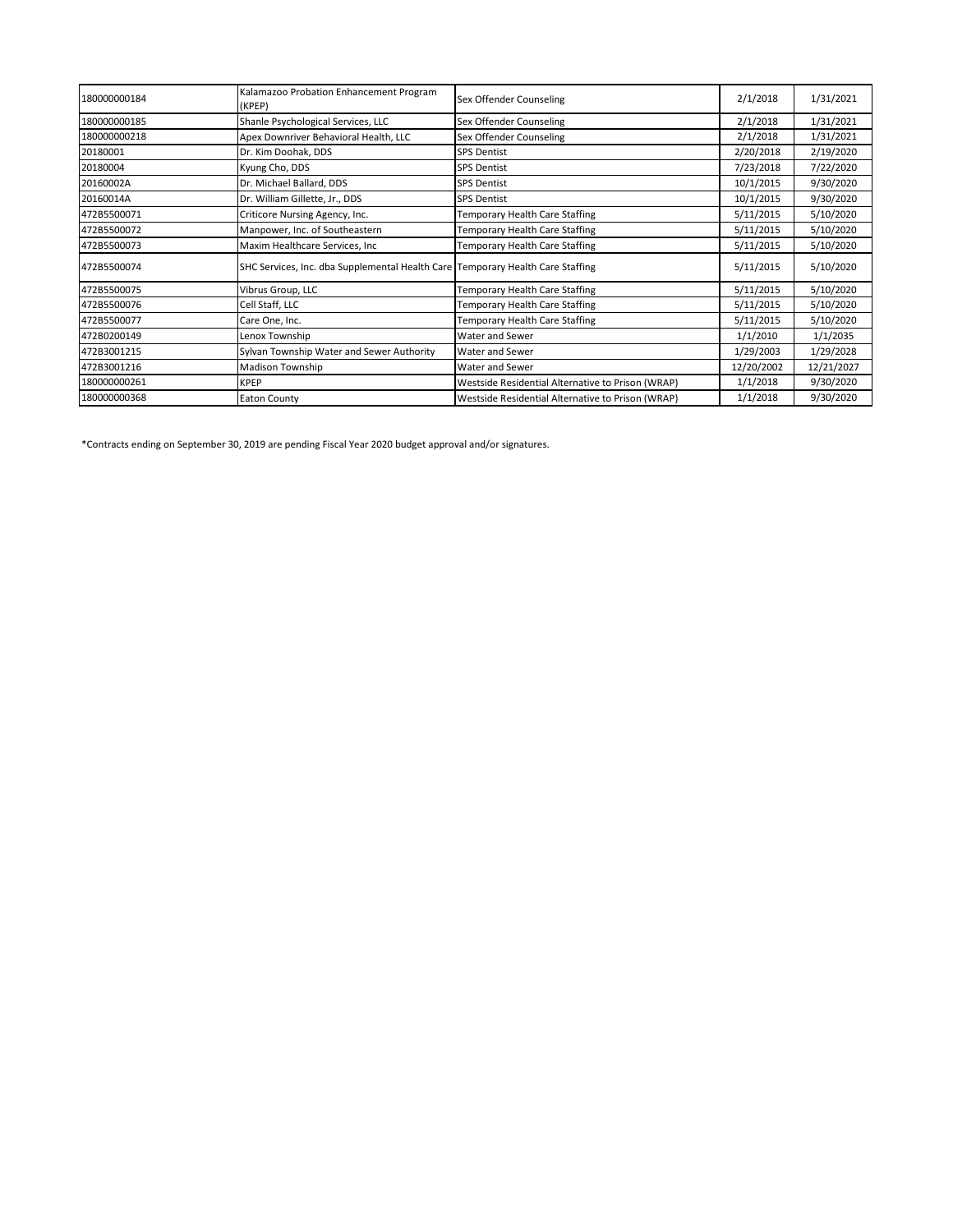| | | | | |
|---|---|---|---|---|
| 180000000184 | Kalamazoo Probation Enhancement Program (KPEP) | Sex Offender Counseling | 2/1/2018 | 1/31/2021 |
| 180000000185 | Shanle Psychological Services, LLC | Sex Offender Counseling | 2/1/2018 | 1/31/2021 |
| 180000000218 | Apex Downriver Behavioral Health, LLC | Sex Offender Counseling | 2/1/2018 | 1/31/2021 |
| 20180001 | Dr. Kim Doohak, DDS | SPS Dentist | 2/20/2018 | 2/19/2020 |
| 20180004 | Kyung Cho, DDS | SPS Dentist | 7/23/2018 | 7/22/2020 |
| 20160002A | Dr. Michael Ballard, DDS | SPS Dentist | 10/1/2015 | 9/30/2020 |
| 20160014A | Dr. William Gillette, Jr., DDS | SPS Dentist | 10/1/2015 | 9/30/2020 |
| 472B5500071 | Criticore Nursing Agency, Inc. | Temporary Health Care Staffing | 5/11/2015 | 5/10/2020 |
| 472B5500072 | Manpower, Inc. of Southeastern | Temporary Health Care Staffing | 5/11/2015 | 5/10/2020 |
| 472B5500073 | Maxim Healthcare Services, Inc | Temporary Health Care Staffing | 5/11/2015 | 5/10/2020 |
| 472B5500074 | SHC Services, Inc. dba Supplemental Health Care | Temporary Health Care Staffing | 5/11/2015 | 5/10/2020 |
| 472B5500075 | Vibrus Group, LLC | Temporary Health Care Staffing | 5/11/2015 | 5/10/2020 |
| 472B5500076 | Cell Staff, LLC | Temporary Health Care Staffing | 5/11/2015 | 5/10/2020 |
| 472B5500077 | Care One, Inc. | Temporary Health Care Staffing | 5/11/2015 | 5/10/2020 |
| 472B0200149 | Lenox Township | Water and Sewer | 1/1/2010 | 1/1/2035 |
| 472B3001215 | Sylvan Township Water and Sewer Authority | Water and Sewer | 1/29/2003 | 1/29/2028 |
| 472B3001216 | Madison Township | Water and Sewer | 12/20/2002 | 12/21/2027 |
| 180000000261 | KPEP | Westside Residential Alternative to Prison (WRAP) | 1/1/2018 | 9/30/2020 |
| 180000000368 | Eaton County | Westside Residential Alternative to Prison (WRAP) | 1/1/2018 | 9/30/2020 |

*Contracts ending on September 30, 2019 are pending Fiscal Year 2020 budget approval and/or signatures.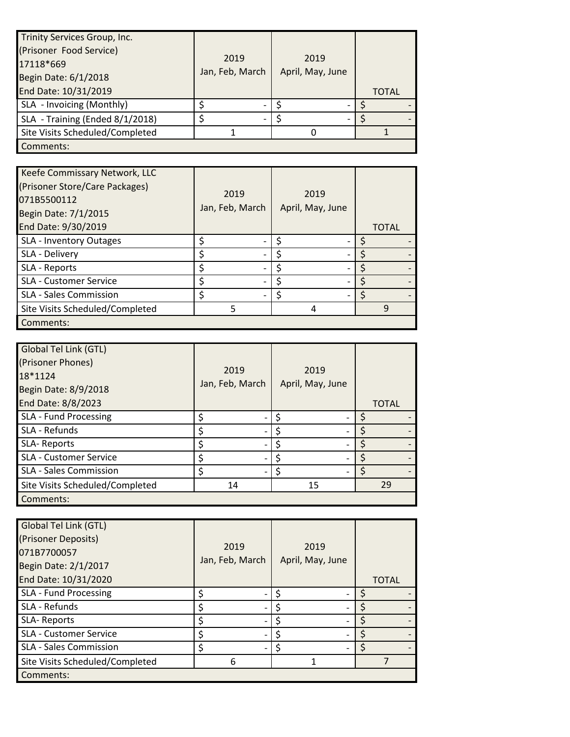| Trinity Services Group, Inc.<br>(Prisoner Food Service)<br>17118*669<br>Begin Date: 6/1/2018<br>End Date: 10/31/2019 | 2019<br>Jan, Feb, March | 2019<br>April, May, June | TOTAL |
|---|---|---|---|
| SLA - Invoicing (Monthly) | $ - | $ - | $ - |
| SLA - Training (Ended 8/1/2018) | $ - | $ - | $ - |
| Site Visits Scheduled/Completed | 1 | 0 | 1 |
| Comments: | | | |

| Keefe Commissary Network, LLC<br>(Prisoner Store/Care Packages)<br>071B5500112<br>Begin Date: 7/1/2015<br>End Date: 9/30/2019 | 2019<br>Jan, Feb, March | 2019<br>April, May, June | TOTAL |
|---|---|---|---|
| SLA - Inventory Outages | $ - | $ - | $ - |
| SLA - Delivery | $ - | $ - | $ - |
| SLA - Reports | $ - | $ - | $ - |
| SLA - Customer Service | $ - | $ - | $ - |
| SLA - Sales Commission | $ - | $ - | $ - |
| Site Visits Scheduled/Completed | 5 | 4 | 9 |
| Comments: | | | |

| Global Tel Link (GTL)<br>(Prisoner Phones)<br>18*1124<br>Begin Date: 8/9/2018<br>End Date: 8/8/2023 | 2019<br>Jan, Feb, March | 2019<br>April, May, June | TOTAL |
|---|---|---|---|
| SLA - Fund Processing | $ - | $ - | $ - |
| SLA - Refunds | $ - | $ - | $ - |
| SLA- Reports | $ - | $ - | $ - |
| SLA - Customer Service | $ - | $ - | $ - |
| SLA - Sales Commission | $ - | $ - | $ - |
| Site Visits Scheduled/Completed | 14 | 15 | 29 |
| Comments: | | | |

| Global Tel Link (GTL)<br>(Prisoner Deposits)<br>071B7700057<br>Begin Date: 2/1/2017<br>End Date: 10/31/2020 | 2019<br>Jan, Feb, March | 2019<br>April, May, June | TOTAL |
|---|---|---|---|
| SLA - Fund Processing | $ - | $ - | $ - |
| SLA - Refunds | $ - | $ - | $ - |
| SLA- Reports | $ - | $ - | $ - |
| SLA - Customer Service | $ - | $ - | $ - |
| SLA - Sales Commission | $ - | $ - | $ - |
| Site Visits Scheduled/Completed | 6 | 1 | 7 |
| Comments: | | | |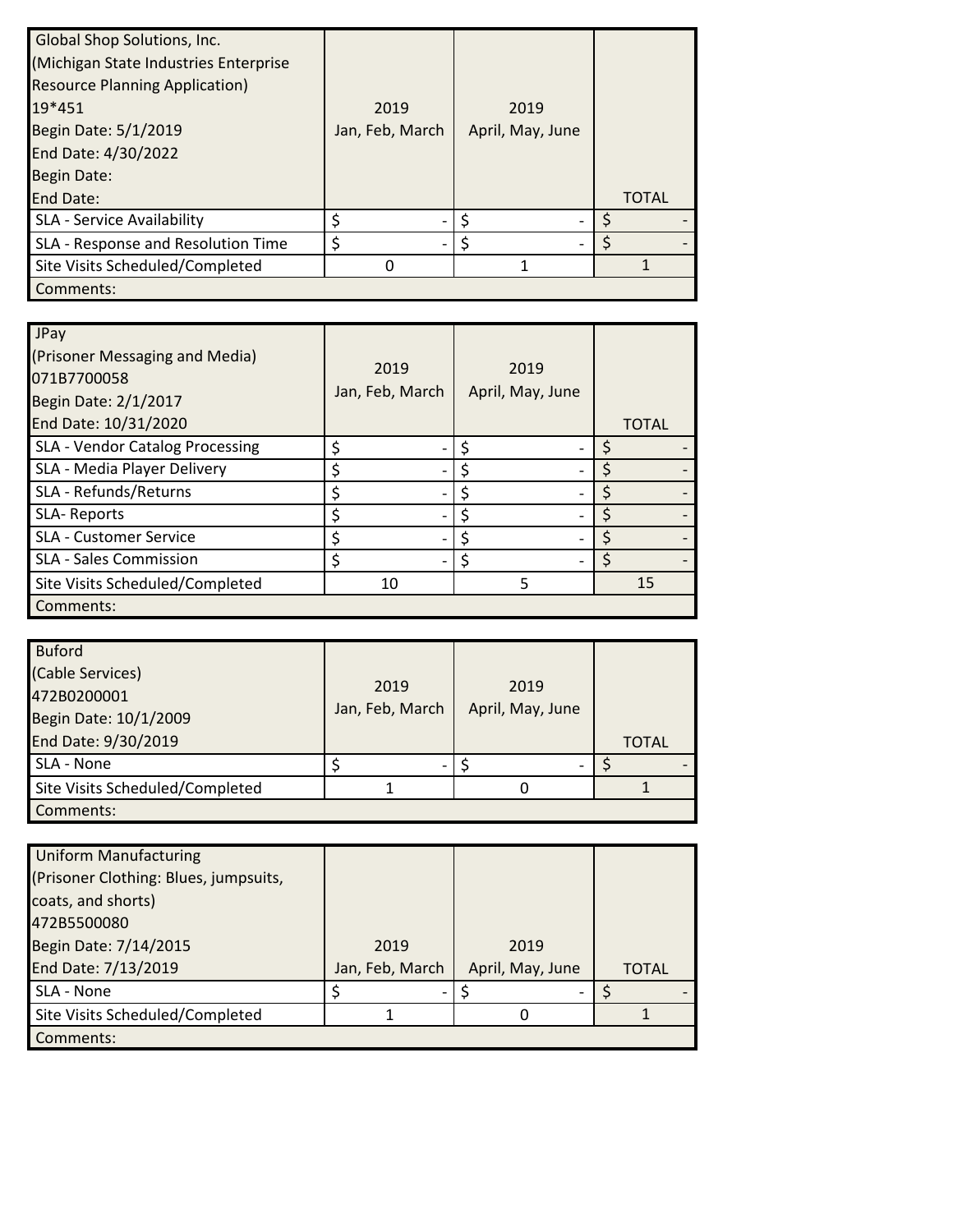| Global Shop Solutions, Inc.<br>(Michigan State Industries Enterprise Resource Planning Application)<br>19*451<br>Begin Date: 5/1/2019<br>End Date: 4/30/2022<br>Begin Date:<br>End Date: | 2019<br>Jan, Feb, March | 2019<br>April, May, June | TOTAL |
|---|---|---|---|
| SLA - Service Availability | $ - | $ - | $ - |
| SLA - Response and Resolution Time | $ - | $ - | $ - |
| Site Visits Scheduled/Completed | 0 | 1 | 1 |
| Comments: | | | |

| JPay<br>(Prisoner Messaging and Media)<br>071B7700058<br>Begin Date: 2/1/2017<br>End Date: 10/31/2020 | 2019<br>Jan, Feb, March | 2019<br>April, May, June | TOTAL |
|---|---|---|---|
| SLA - Vendor Catalog Processing | $ - | $ - | $ - |
| SLA - Media Player Delivery | $ - | $ - | $ - |
| SLA - Refunds/Returns | $ - | $ - | $ - |
| SLA- Reports | $ - | $ - | $ - |
| SLA - Customer Service | $ - | $ - | $ - |
| SLA - Sales Commission | $ - | $ - | $ - |
| Site Visits Scheduled/Completed | 10 | 5 | 15 |
| Comments: | | | |

| Buford<br>(Cable Services)<br>472B0200001<br>Begin Date: 10/1/2009<br>End Date: 9/30/2019 | 2019<br>Jan, Feb, March | 2019<br>April, May, June | TOTAL |
|---|---|---|---|
| SLA - None | $ - | $ - | $ - |
| Site Visits Scheduled/Completed | 1 | 0 | 1 |
| Comments: | | | |

| Uniform Manufacturing<br>(Prisoner Clothing: Blues, jumpsuits, coats, and shorts)<br>472B5500080<br>Begin Date: 7/14/2015<br>End Date: 7/13/2019 | 2019<br>Jan, Feb, March | 2019<br>April, May, June | TOTAL |
|---|---|---|---|
| SLA - None | $ - | $ - | $ - |
| Site Visits Scheduled/Completed | 1 | 0 | 1 |
| Comments: | | | |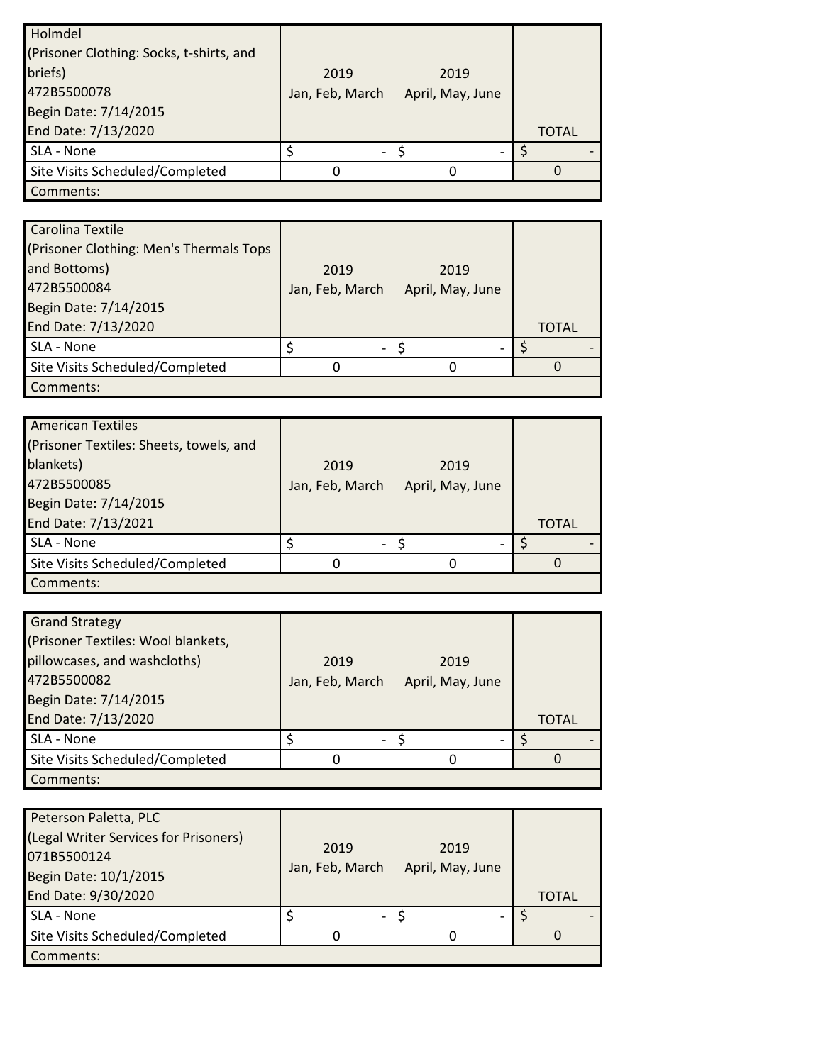| Holmdel<br>(Prisoner Clothing: Socks, t-shirts, and briefs)<br>472B5500078<br>Begin Date: 7/14/2015<br>End Date: 7/13/2020 | 2019<br>Jan, Feb, March | 2019<br>April, May, June | TOTAL |
|---|---|---|---|
| SLA - None | $ - | $ - | $ - |
| Site Visits Scheduled/Completed | 0 | 0 | 0 |
| Comments: | | | |

| Carolina Textile<br>(Prisoner Clothing: Men's Thermals Tops and Bottoms)<br>472B5500084<br>Begin Date: 7/14/2015<br>End Date: 7/13/2020 | 2019<br>Jan, Feb, March | 2019<br>April, May, June | TOTAL |
|---|---|---|---|
| SLA - None | $ - | $ - | $ - |
| Site Visits Scheduled/Completed | 0 | 0 | 0 |
| Comments: | | | |

| American Textiles<br>(Prisoner Textiles: Sheets, towels, and blankets)<br>472B5500085<br>Begin Date: 7/14/2015<br>End Date: 7/13/2021 | 2019<br>Jan, Feb, March | 2019<br>April, May, June | TOTAL |
|---|---|---|---|
| SLA - None | $ - | $ - | $ - |
| Site Visits Scheduled/Completed | 0 | 0 | 0 |
| Comments: | | | |

| Grand Strategy<br>(Prisoner Textiles: Wool blankets, pillowcases, and washcloths)<br>472B5500082<br>Begin Date: 7/14/2015<br>End Date: 7/13/2020 | 2019<br>Jan, Feb, March | 2019<br>April, May, June | TOTAL |
|---|---|---|---|
| SLA - None | $ - | $ - | $ - |
| Site Visits Scheduled/Completed | 0 | 0 | 0 |
| Comments: | | | |

| Peterson Paletta, PLC<br>(Legal Writer Services for Prisoners)<br>071B5500124<br>Begin Date: 10/1/2015<br>End Date: 9/30/2020 | 2019<br>Jan, Feb, March | 2019<br>April, May, June | TOTAL |
|---|---|---|---|
| SLA - None | $ - | $ - | $ - |
| Site Visits Scheduled/Completed | 0 | 0 | 0 |
| Comments: | | | |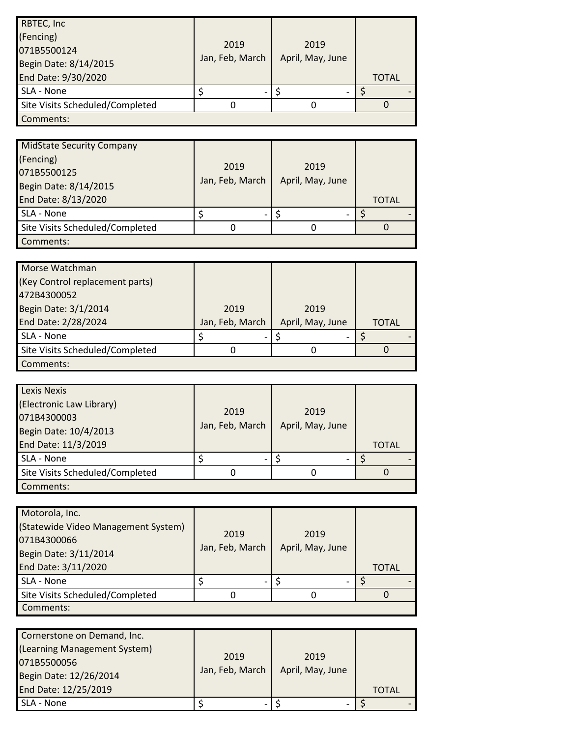| RBTEC, Inc (Fencing) 071B5500124 Begin Date: 8/14/2015 End Date: 9/30/2020 | 2019 Jan, Feb, March | 2019 April, May, June | TOTAL |
|---|---|---|---|
| SLA - None | $ - | $ - | $ - |
| Site Visits Scheduled/Completed | 0 | 0 | 0 |
| Comments: | | | |

| MidState Security Company (Fencing) 071B5500125 Begin Date: 8/14/2015 End Date: 8/13/2020 | 2019 Jan, Feb, March | 2019 April, May, June | TOTAL |
|---|---|---|---|
| SLA - None | $ - | $ - | $ - |
| Site Visits Scheduled/Completed | 0 | 0 | 0 |
| Comments: | | | |

| Morse Watchman (Key Control replacement parts) 472B4300052 Begin Date: 3/1/2014 End Date: 2/28/2024 | 2019 Jan, Feb, March | 2019 April, May, June | TOTAL |
|---|---|---|---|
| SLA - None | $ - | $ - | $ - |
| Site Visits Scheduled/Completed | 0 | 0 | 0 |
| Comments: | | | |

| Lexis Nexis (Electronic Law Library) 071B4300003 Begin Date: 10/4/2013 End Date: 11/3/2019 | 2019 Jan, Feb, March | 2019 April, May, June | TOTAL |
|---|---|---|---|
| SLA - None | $ - | $ - | $ - |
| Site Visits Scheduled/Completed | 0 | 0 | 0 |
| Comments: | | | |

| Motorola, Inc. (Statewide Video Management System) 071B4300066 Begin Date: 3/11/2014 End Date: 3/11/2020 | 2019 Jan, Feb, March | 2019 April, May, June | TOTAL |
|---|---|---|---|
| SLA - None | $ - | $ - | $ - |
| Site Visits Scheduled/Completed | 0 | 0 | 0 |
| Comments: | | | |

| Cornerstone on Demand, Inc. (Learning Management System) 071B5500056 Begin Date: 12/26/2014 End Date: 12/25/2019 | 2019 Jan, Feb, March | 2019 April, May, June | TOTAL |
|---|---|---|---|
| SLA - None | $ - | $ - | $ - |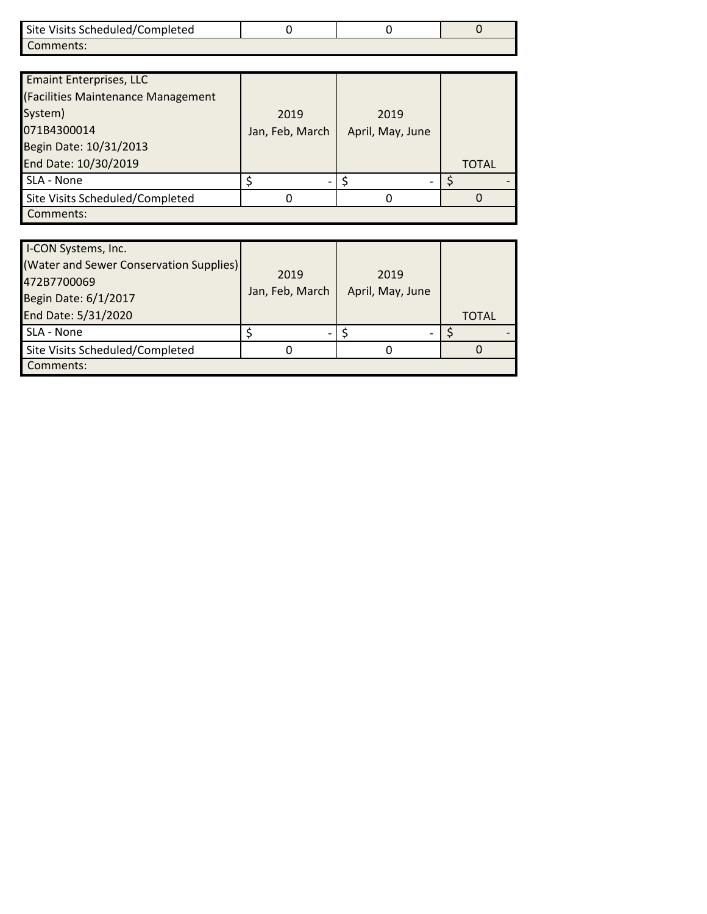| Site Visits Scheduled/Completed | 0 | 0 | 0 |
| --- | --- | --- | --- |
| Comments: | | | |

| Emaint Enterprises, LLC<br>(Facilities Maintenance Management System)<br>071B4300014<br>Begin Date: 10/31/2013<br>End Date: 10/30/2019 | 2019<br>Jan, Feb, March | 2019<br>April, May, June | TOTAL |
| --- | --- | --- | --- |
| SLA - None | $ - | $ - | $ - |
| Site Visits Scheduled/Completed | 0 | 0 | 0 |
| Comments: | | | |

| I-CON Systems, Inc.<br>(Water and Sewer Conservation Supplies)<br>472B7700069<br>Begin Date: 6/1/2017<br>End Date: 5/31/2020 | 2019<br>Jan, Feb, March | 2019<br>April, May, June | TOTAL |
| --- | --- | --- | --- |
| SLA - None | $ - | $ - | $ - |
| Site Visits Scheduled/Completed | 0 | 0 | 0 |
| Comments: | | | |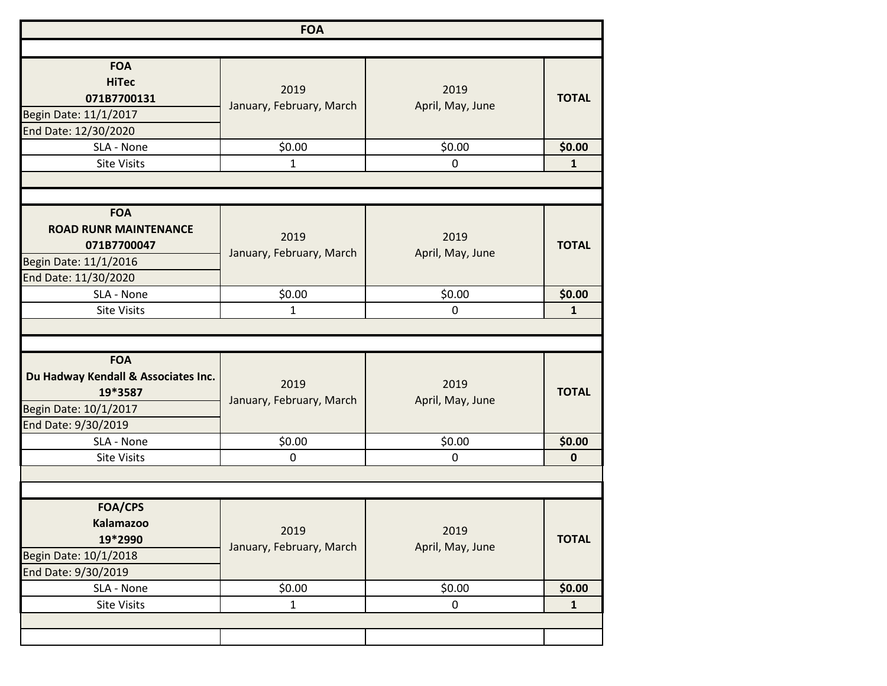# FOA

| FOA<br>HiTec<br>071B7700131<br>Begin Date: 11/1/2017<br>End Date: 12/30/2020 | 2019<br>January, February, March | 2019<br>April, May, June | TOTAL |
|---|---|---|---|
| SLA - None | $0.00 | $0.00 | **$0.00** |
| Site Visits | 1 | 0 | **1** |

| FOA<br>ROAD RUNR MAINTENANCE<br>071B7700047<br>Begin Date: 11/1/2016<br>End Date: 11/30/2020 | 2019<br>January, February, March | 2019<br>April, May, June | TOTAL |
|---|---|---|---|
| SLA - None | $0.00 | $0.00 | **$0.00** |
| Site Visits | 1 | 0 | **1** |

| FOA<br>Du Hadway Kendall & Associates Inc.<br>19*3587<br>Begin Date: 10/1/2017<br>End Date: 9/30/2019 | 2019<br>January, February, March | 2019<br>April, May, June | TOTAL |
|---|---|---|---|
| SLA - None | $0.00 | $0.00 | **$0.00** |
| Site Visits | 0 | 0 | **0** |

| FOA/CPS<br>Kalamazoo<br>19*2990<br>Begin Date: 10/1/2018<br>End Date: 9/30/2019 | 2019<br>January, February, March | 2019<br>April, May, June | TOTAL |
|---|---|---|---|
| SLA - None | $0.00 | $0.00 | **$0.00** |
| Site Visits | 1 | 0 | **1** |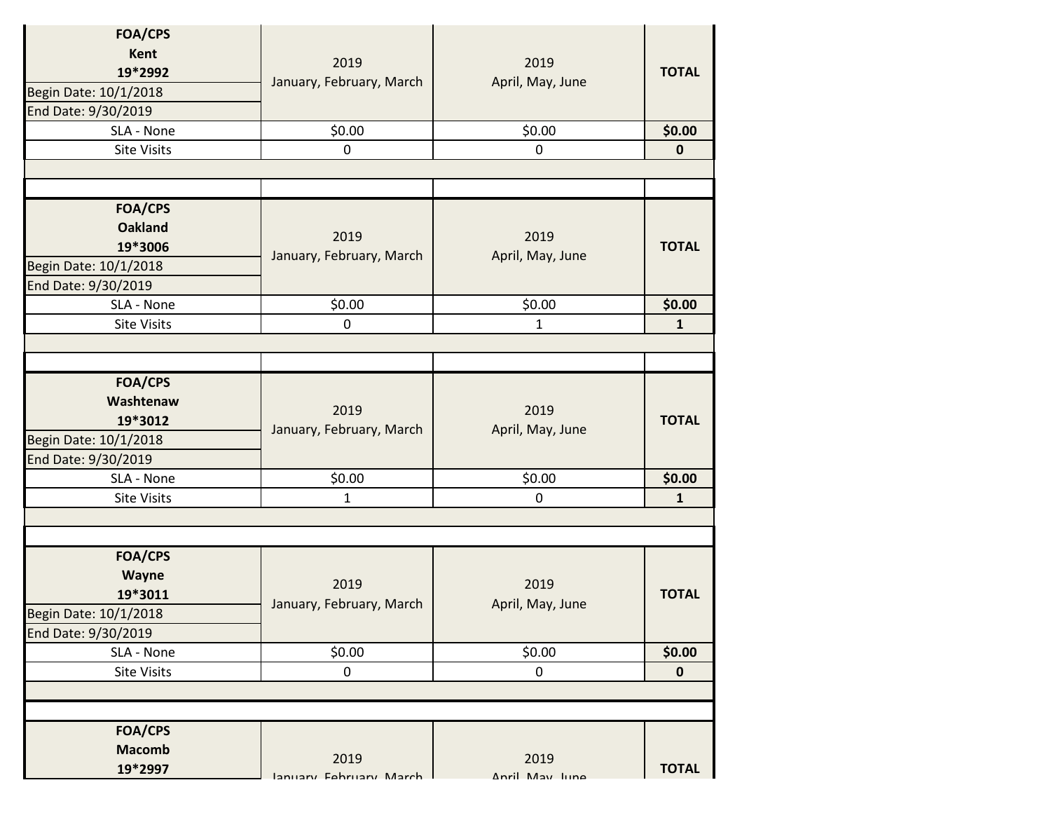| FOA/CPS<br>Kent<br>19*2992<br>Begin Date: 10/1/2018<br>End Date: 9/30/2019 | 2019<br>January, February, March | 2019<br>April, May, June | TOTAL |
|---|---|---|---|
| SLA - None | $0.00 | $0.00 | **$0.00** |
| Site Visits | 0 | 0 | **0** |

| FOA/CPS<br>Oakland<br>19*3006<br>Begin Date: 10/1/2018<br>End Date: 9/30/2019 | 2019<br>January, February, March | 2019<br>April, May, June | TOTAL |
|---|---|---|---|
| SLA - None | $0.00 | $0.00 | **$0.00** |
| Site Visits | 0 | 1 | **1** |

| FOA/CPS<br>Washtenaw<br>19*3012<br>Begin Date: 10/1/2018<br>End Date: 9/30/2019 | 2019<br>January, February, March | 2019<br>April, May, June | TOTAL |
|---|---|---|---|
| SLA - None | $0.00 | $0.00 | **$0.00** |
| Site Visits | 1 | 0 | **1** |

| FOA/CPS<br>Wayne<br>19*3011<br>Begin Date: 10/1/2018<br>End Date: 9/30/2019 | 2019<br>January, February, March | 2019<br>April, May, June | TOTAL |
|---|---|---|---|
| SLA - None | $0.00 | $0.00 | **$0.00** |
| Site Visits | 0 | 0 | **0** |

| FOA/CPS<br>Macomb<br>19*2997 | 2019<br>January, February, March | 2019<br>April, May, June | TOTAL |
|---|---|---|---|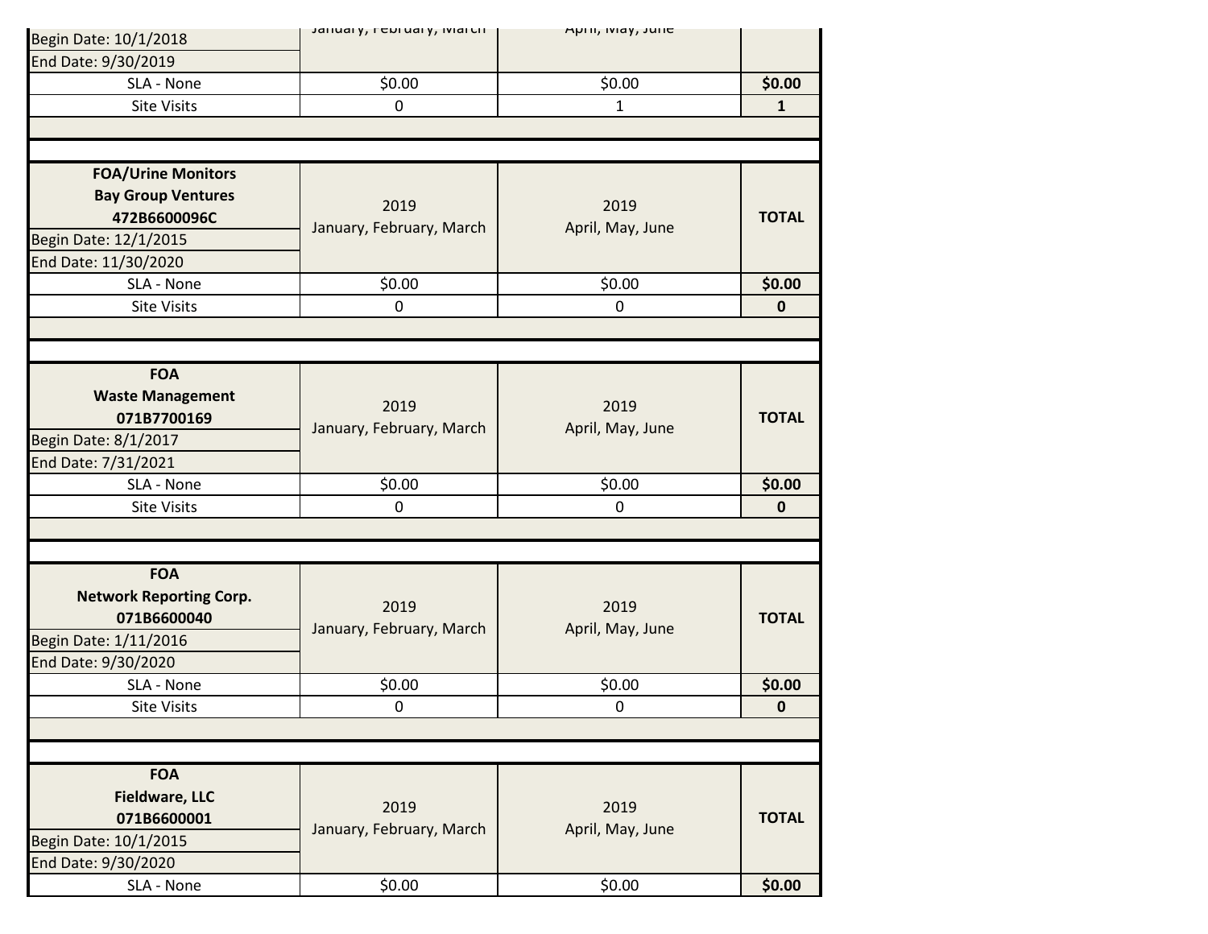| | January, February, March | April, May, June | |
|---|---|---|---|
| Begin Date: 10/1/2018 | | | |
| End Date: 9/30/2019 | | | |
| SLA - None | $0.00 | $0.00 | **$0.00** |
| Site Visits | 0 | 1 | **1** |

| **FOA/Urine Monitors**<br>**Bay Group Ventures**<br>**472B6600096C** | 2019<br>January, February, March | 2019<br>April, May, June | **TOTAL** |
|---|---|---|---|
| Begin Date: 12/1/2015 | | | |
| End Date: 11/30/2020 | | | |
| SLA - None | $0.00 | $0.00 | **$0.00** |
| Site Visits | 0 | 0 | **0** |

| **FOA**<br>**Waste Management**<br>**071B7700169** | 2019<br>January, February, March | 2019<br>April, May, June | **TOTAL** |
|---|---|---|---|
| Begin Date: 8/1/2017 | | | |
| End Date: 7/31/2021 | | | |
| SLA - None | $0.00 | $0.00 | **$0.00** |
| Site Visits | 0 | 0 | **0** |

| **FOA**<br>**Network Reporting Corp.**<br>**071B6600040** | 2019<br>January, February, March | 2019<br>April, May, June | **TOTAL** |
|---|---|---|---|
| Begin Date: 1/11/2016 | | | |
| End Date: 9/30/2020 | | | |
| SLA - None | $0.00 | $0.00 | **$0.00** |
| Site Visits | 0 | 0 | **0** |

| **FOA**<br>**Fieldware, LLC**<br>**071B6600001** | 2019<br>January, February, March | 2019<br>April, May, June | **TOTAL** |
|---|---|---|---|
| Begin Date: 10/1/2015 | | | |
| End Date: 9/30/2020 | | | |
| SLA - None | $0.00 | $0.00 | **$0.00** |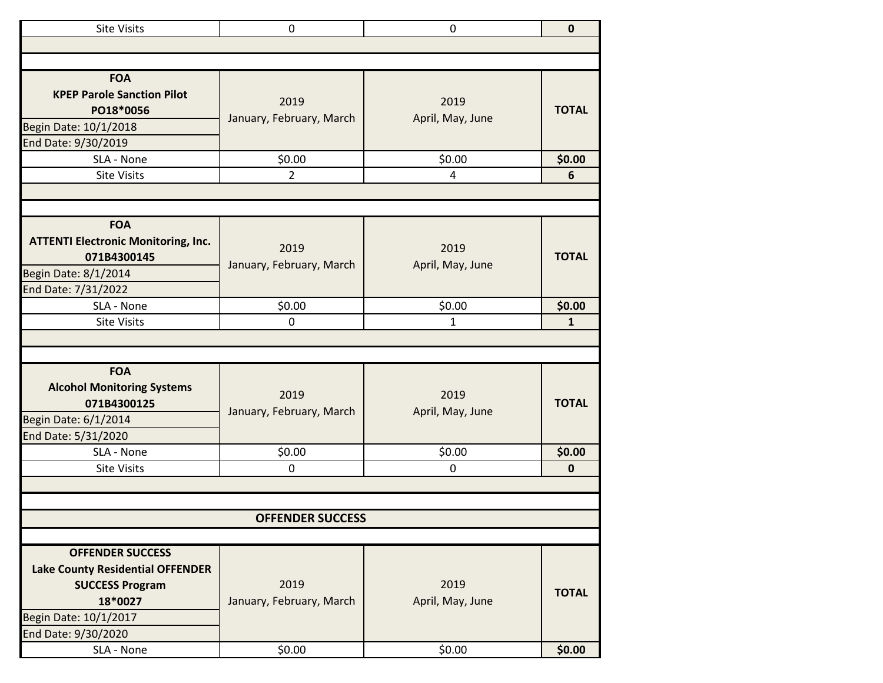| Site Visits | 0 | 0 | 0 |
|---|---|---|---|

| FOA<br>KPEP Parole Sanction Pilot<br>PO18*0056<br>Begin Date: 10/1/2018<br>End Date: 9/30/2019 | 2019<br>January, February, March | 2019<br>April, May, June | TOTAL |
|---|---|---|---|
| SLA - None | $0.00 | $0.00 | **$0.00** |
| Site Visits | 2 | 4 | **6** |

| FOA<br>ATTENTI Electronic Monitoring, Inc.<br>071B4300145<br>Begin Date: 8/1/2014<br>End Date: 7/31/2022 | 2019<br>January, February, March | 2019<br>April, May, June | TOTAL |
|---|---|---|---|
| SLA - None | $0.00 | $0.00 | **$0.00** |
| Site Visits | 0 | 1 | **1** |

| FOA<br>Alcohol Monitoring Systems<br>071B4300125<br>Begin Date: 6/1/2014<br>End Date: 5/31/2020 | 2019<br>January, February, March | 2019<br>April, May, June | TOTAL |
|---|---|---|---|
| SLA - None | $0.00 | $0.00 | **$0.00** |
| Site Visits | 0 | 0 | **0** |

## OFFENDER SUCCESS

| OFFENDER SUCCESS<br>Lake County Residential OFFENDER SUCCESS Program<br>18*0027<br>Begin Date: 10/1/2017<br>End Date: 9/30/2020 | 2019<br>January, February, March | 2019<br>April, May, June | TOTAL |
|---|---|---|---|
| SLA - None | $0.00 | $0.00 | **$0.00** |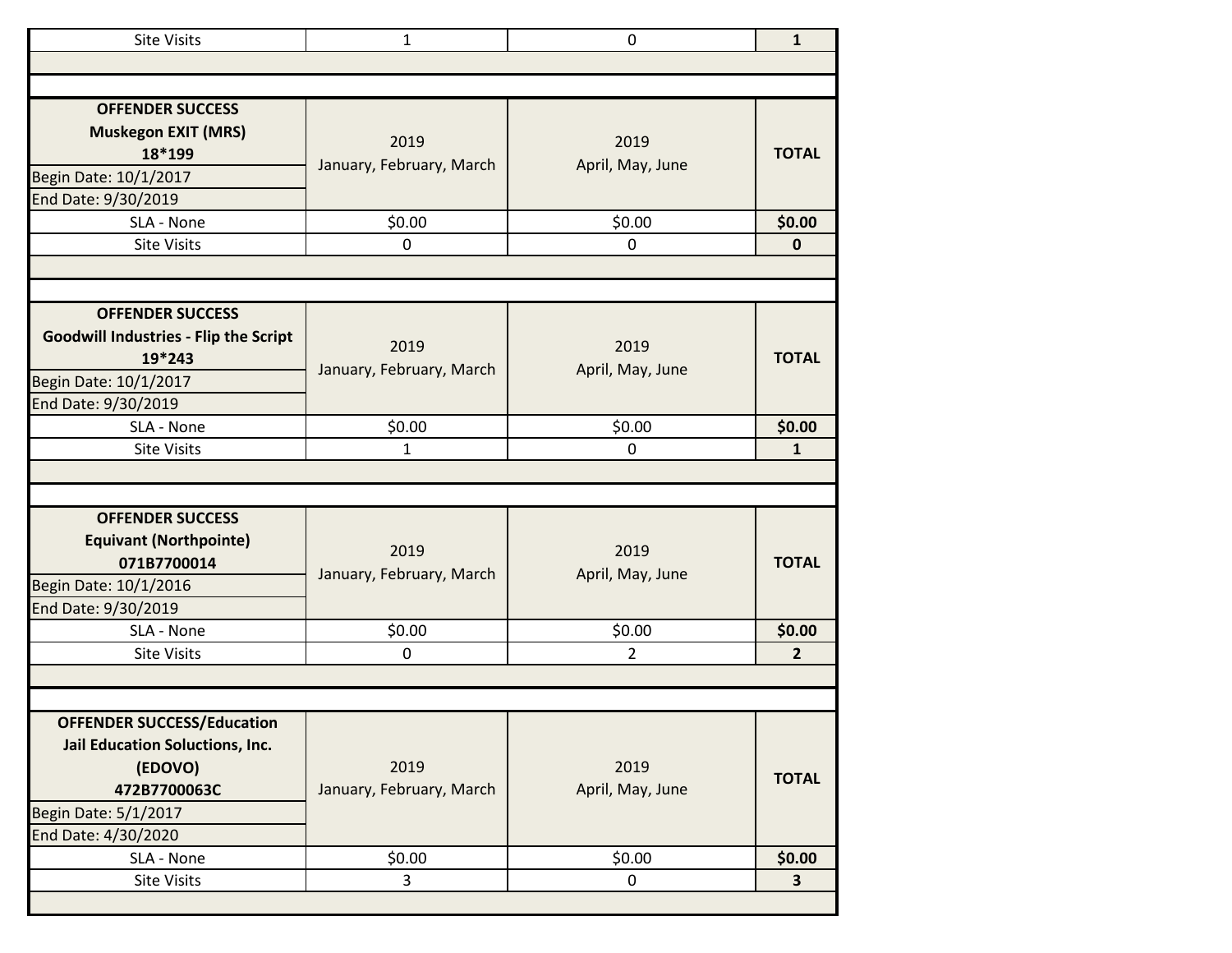| Site Visits | 1 | 0 | **1** |
|---|---|---|---|

| **OFFENDER SUCCESS**<br>**Muskegon EXIT (MRS)**<br>**18*199**<br>Begin Date: 10/1/2017<br>End Date: 9/30/2019 | 2019<br>January, February, March | 2019<br>April, May, June | **TOTAL** |
|---|---|---|---|
| SLA - None | $0.00 | $0.00 | **$0.00** |
| Site Visits | 0 | 0 | **0** |

| **OFFENDER SUCCESS**<br>**Goodwill Industries - Flip the Script**<br>**19*243**<br>Begin Date: 10/1/2017<br>End Date: 9/30/2019 | 2019<br>January, February, March | 2019<br>April, May, June | **TOTAL** |
|---|---|---|---|
| SLA - None | $0.00 | $0.00 | **$0.00** |
| Site Visits | 1 | 0 | **1** |

| **OFFENDER SUCCESS**<br>**Equivant (Northpointe)**<br>**071B7700014**<br>Begin Date: 10/1/2016<br>End Date: 9/30/2019 | 2019<br>January, February, March | 2019<br>April, May, June | **TOTAL** |
|---|---|---|---|
| SLA - None | $0.00 | $0.00 | **$0.00** |
| Site Visits | 0 | 2 | **2** |

| **OFFENDER SUCCESS/Education**<br>**Jail Education Soluctions, Inc. (EDOVO)**<br>**472B7700063C**<br>Begin Date: 5/1/2017<br>End Date: 4/30/2020 | 2019<br>January, February, March | 2019<br>April, May, June | **TOTAL** |
|---|---|---|---|
| SLA - None | $0.00 | $0.00 | **$0.00** |
| Site Visits | 3 | 0 | **3** |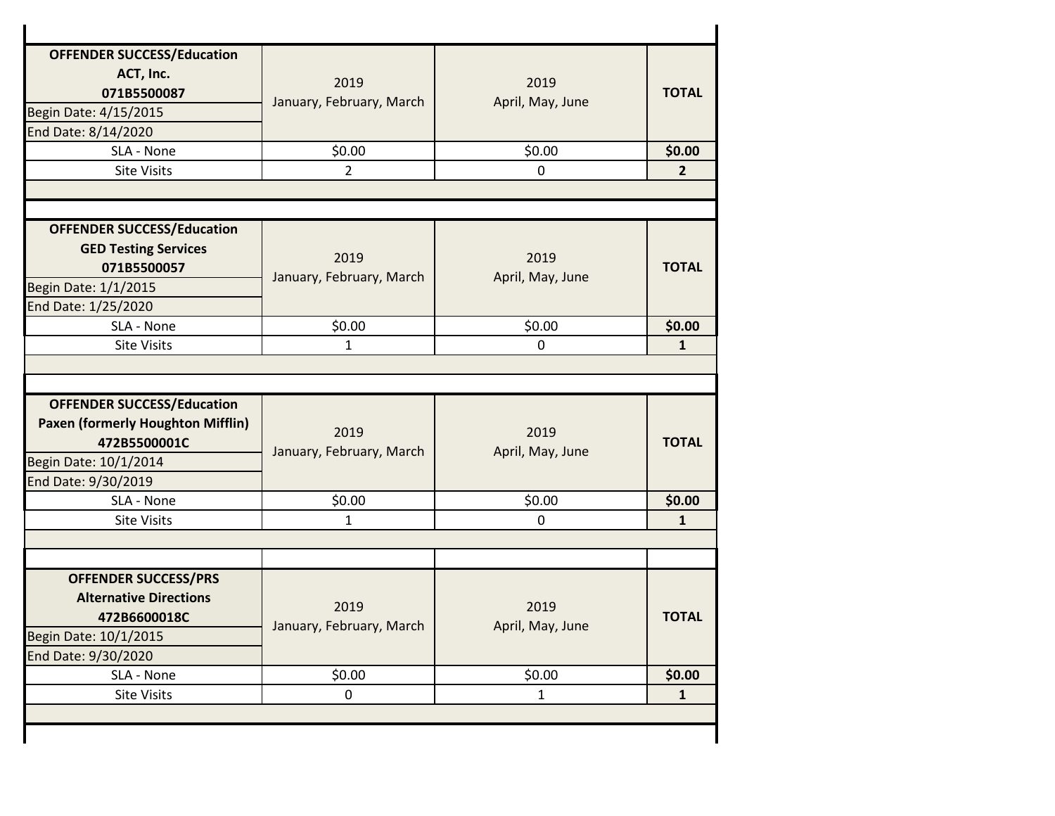| OFFENDER SUCCESS/Education<br>ACT, Inc.<br>071B5500087<br>Begin Date: 4/15/2015<br>End Date: 8/14/2020 | 2019<br>January, February, March | 2019<br>April, May, June | TOTAL |
|---|---|---|---|
| SLA - None | $0.00 | $0.00 | **$0.00** |
| Site Visits | 2 | 0 | **2** |

| OFFENDER SUCCESS/Education<br>GED Testing Services<br>071B5500057<br>Begin Date: 1/1/2015<br>End Date: 1/25/2020 | 2019<br>January, February, March | 2019<br>April, May, June | TOTAL |
|---|---|---|---|
| SLA - None | $0.00 | $0.00 | **$0.00** |
| Site Visits | 1 | 0 | **1** |

| OFFENDER SUCCESS/Education<br>Paxen (formerly Houghton Mifflin)<br>472B5500001C<br>Begin Date: 10/1/2014<br>End Date: 9/30/2019 | 2019<br>January, February, March | 2019<br>April, May, June | TOTAL |
|---|---|---|---|
| SLA - None | $0.00 | $0.00 | **$0.00** |
| Site Visits | 1 | 0 | **1** |

| OFFENDER SUCCESS/PRS<br>Alternative Directions<br>472B6600018C<br>Begin Date: 10/1/2015<br>End Date: 9/30/2020 | 2019<br>January, February, March | 2019<br>April, May, June | TOTAL |
|---|---|---|---|
| SLA - None | $0.00 | $0.00 | **$0.00** |
| Site Visits | 0 | 1 | **1** |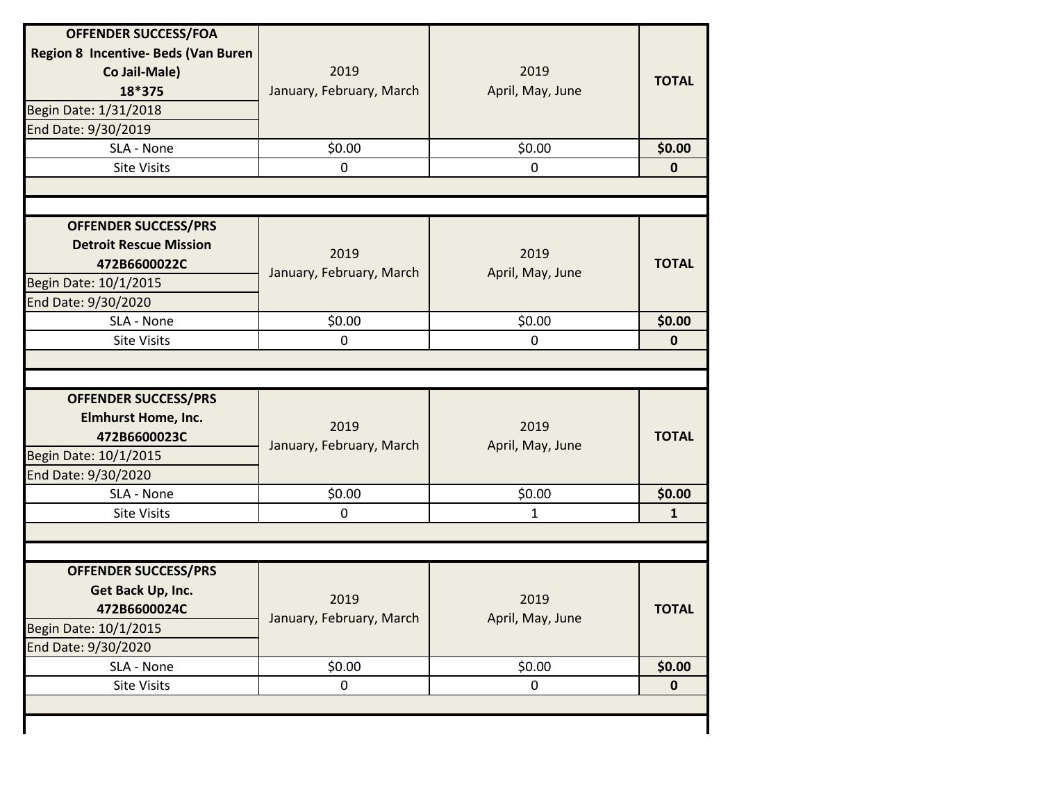| OFFENDER SUCCESS/FOA<br>Region 8 Incentive- Beds (Van Buren Co Jail-Male)<br>18*375<br>Begin Date: 1/31/2018<br>End Date: 9/30/2019 | 2019<br>January, February, March | 2019<br>April, May, June | TOTAL |
|---|---|---|---|
| SLA - None | $0.00 | $0.00 | **$0.00** |
| Site Visits | 0 | 0 | **0** |

| OFFENDER SUCCESS/PRS<br>Detroit Rescue Mission<br>472B6600022C<br>Begin Date: 10/1/2015<br>End Date: 9/30/2020 | 2019<br>January, February, March | 2019<br>April, May, June | TOTAL |
|---|---|---|---|
| SLA - None | $0.00 | $0.00 | **$0.00** |
| Site Visits | 0 | 0 | **0** |

| OFFENDER SUCCESS/PRS<br>Elmhurst Home, Inc.<br>472B6600023C<br>Begin Date: 10/1/2015<br>End Date: 9/30/2020 | 2019<br>January, February, March | 2019<br>April, May, June | TOTAL |
|---|---|---|---|
| SLA - None | $0.00 | $0.00 | **$0.00** |
| Site Visits | 0 | 1 | **1** |

| OFFENDER SUCCESS/PRS<br>Get Back Up, Inc.<br>472B6600024C<br>Begin Date: 10/1/2015<br>End Date: 9/30/2020 | 2019<br>January, February, March | 2019<br>April, May, June | TOTAL |
|---|---|---|---|
| SLA - None | $0.00 | $0.00 | **$0.00** |
| Site Visits | 0 | 0 | **0** |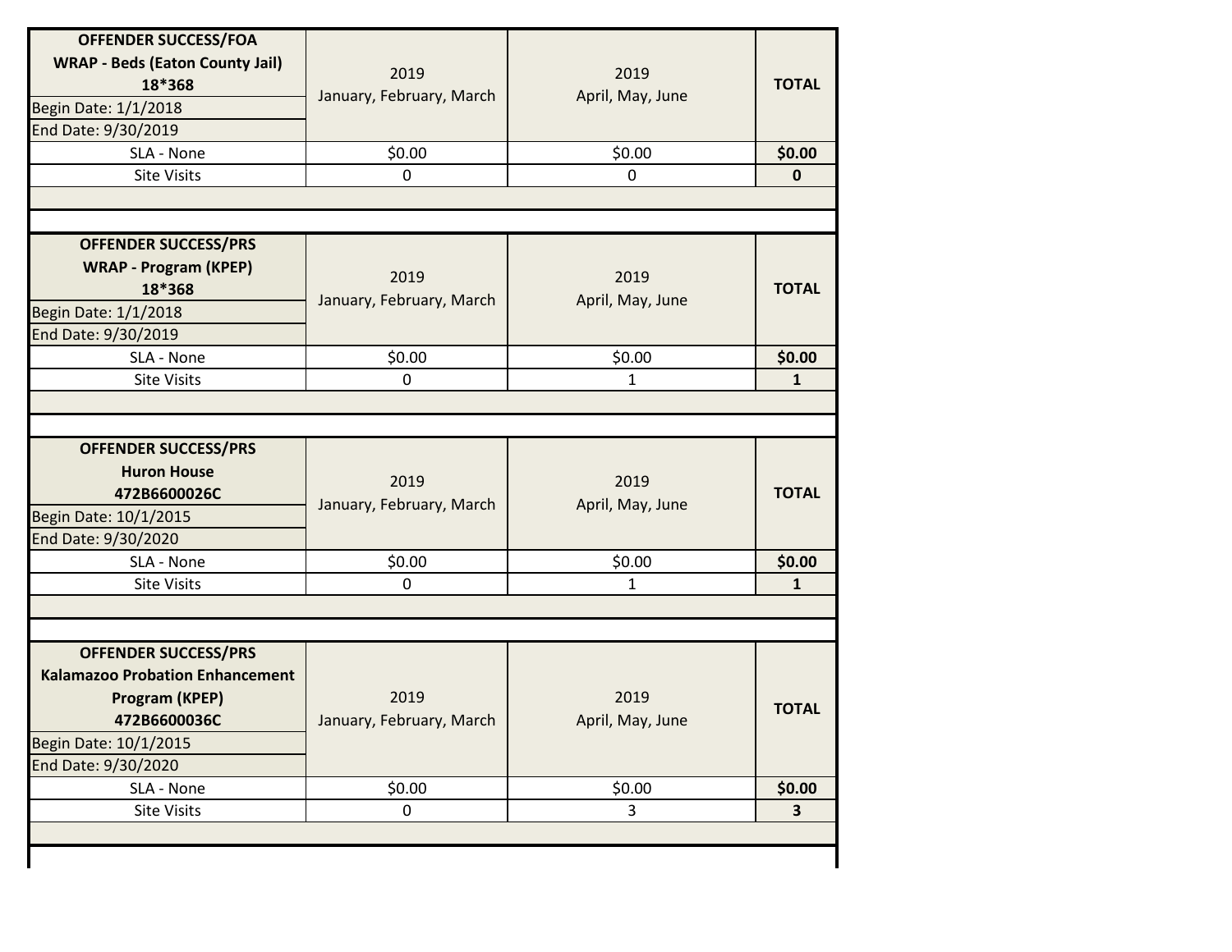| OFFENDER SUCCESS/FOA<br>WRAP - Beds (Eaton County Jail)<br>18*368<br>Begin Date: 1/1/2018<br>End Date: 9/30/2019 | 2019<br>January, February, March | 2019<br>April, May, June | TOTAL |
|---|---|---|---|
| SLA - None | $0.00 | $0.00 | **$0.00** |
| Site Visits | 0 | 0 | **0** |

| OFFENDER SUCCESS/PRS<br>WRAP - Program (KPEP)<br>18*368<br>Begin Date: 1/1/2018<br>End Date: 9/30/2019 | 2019<br>January, February, March | 2019<br>April, May, June | TOTAL |
|---|---|---|---|
| SLA - None | $0.00 | $0.00 | **$0.00** |
| Site Visits | 0 | 1 | **1** |

| OFFENDER SUCCESS/PRS<br>Huron House<br>472B6600026C<br>Begin Date: 10/1/2015<br>End Date: 9/30/2020 | 2019<br>January, February, March | 2019<br>April, May, June | TOTAL |
|---|---|---|---|
| SLA - None | $0.00 | $0.00 | **$0.00** |
| Site Visits | 0 | 1 | **1** |

| OFFENDER SUCCESS/PRS<br>Kalamazoo Probation Enhancement Program (KPEP)<br>472B6600036C<br>Begin Date: 10/1/2015<br>End Date: 9/30/2020 | 2019<br>January, February, March | 2019<br>April, May, June | TOTAL |
|---|---|---|---|
| SLA - None | $0.00 | $0.00 | **$0.00** |
| Site Visits | 0 | 3 | **3** |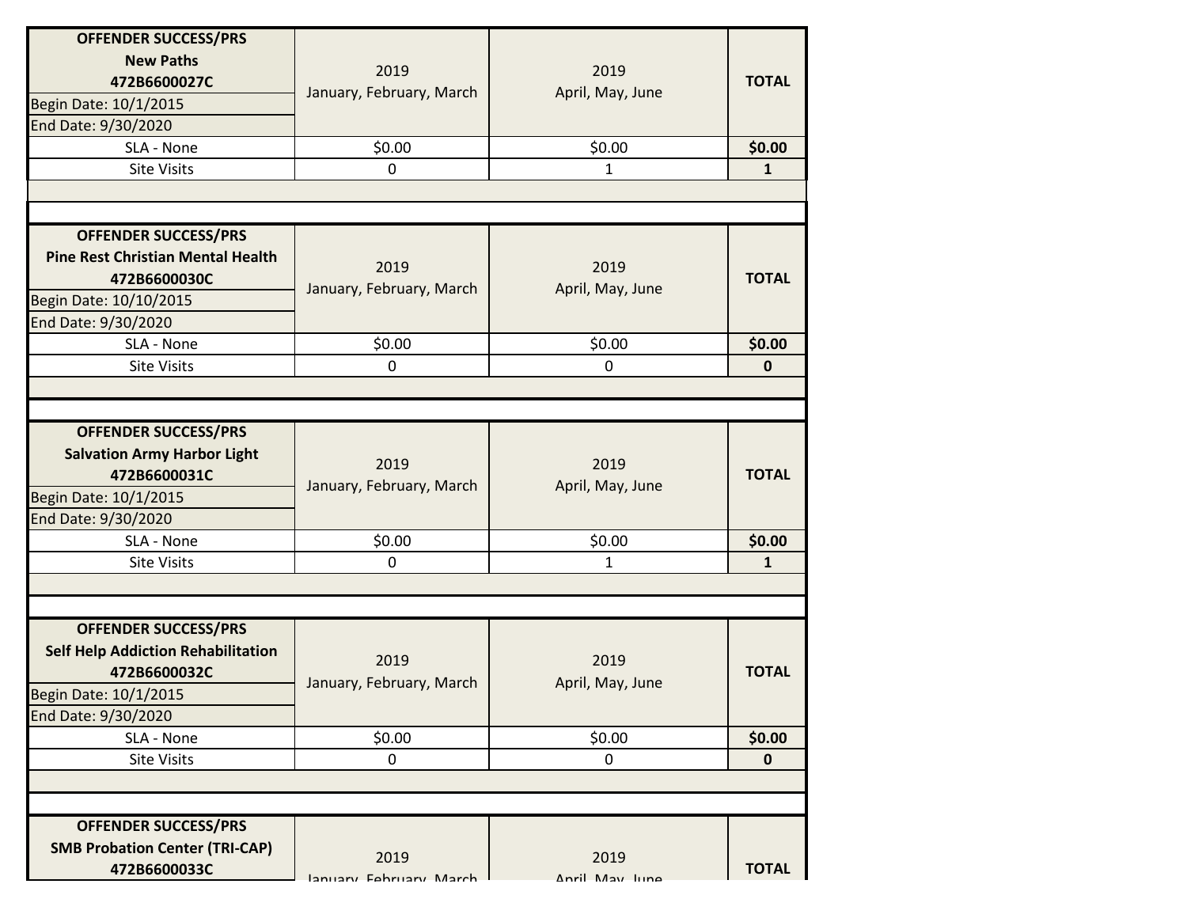| OFFENDER SUCCESS/PRS<br>New Paths<br>472B6600027C<br>Begin Date: 10/1/2015<br>End Date: 9/30/2020 | 2019<br>January, February, March | 2019<br>April, May, June | TOTAL |
|---|---|---|---|
| SLA - None | $0.00 | $0.00 | **$0.00** |
| Site Visits | 0 | 1 | **1** |

| OFFENDER SUCCESS/PRS<br>Pine Rest Christian Mental Health<br>472B6600030C<br>Begin Date: 10/10/2015<br>End Date: 9/30/2020 | 2019<br>January, February, March | 2019<br>April, May, June | TOTAL |
|---|---|---|---|
| SLA - None | $0.00 | $0.00 | **$0.00** |
| Site Visits | 0 | 0 | **0** |

| OFFENDER SUCCESS/PRS<br>Salvation Army Harbor Light<br>472B6600031C<br>Begin Date: 10/1/2015<br>End Date: 9/30/2020 | 2019<br>January, February, March | 2019<br>April, May, June | TOTAL |
|---|---|---|---|
| SLA - None | $0.00 | $0.00 | **$0.00** |
| Site Visits | 0 | 1 | **1** |

| OFFENDER SUCCESS/PRS<br>Self Help Addiction Rehabilitation<br>472B6600032C<br>Begin Date: 10/1/2015<br>End Date: 9/30/2020 | 2019<br>January, February, March | 2019<br>April, May, June | TOTAL |
|---|---|---|---|
| SLA - None | $0.00 | $0.00 | **$0.00** |
| Site Visits | 0 | 0 | **0** |

| OFFENDER SUCCESS/PRS<br>SMB Probation Center (TRI-CAP)<br>472B6600033C | 2019<br>January, February, March | 2019<br>April, May, June | TOTAL |
|---|---|---|---|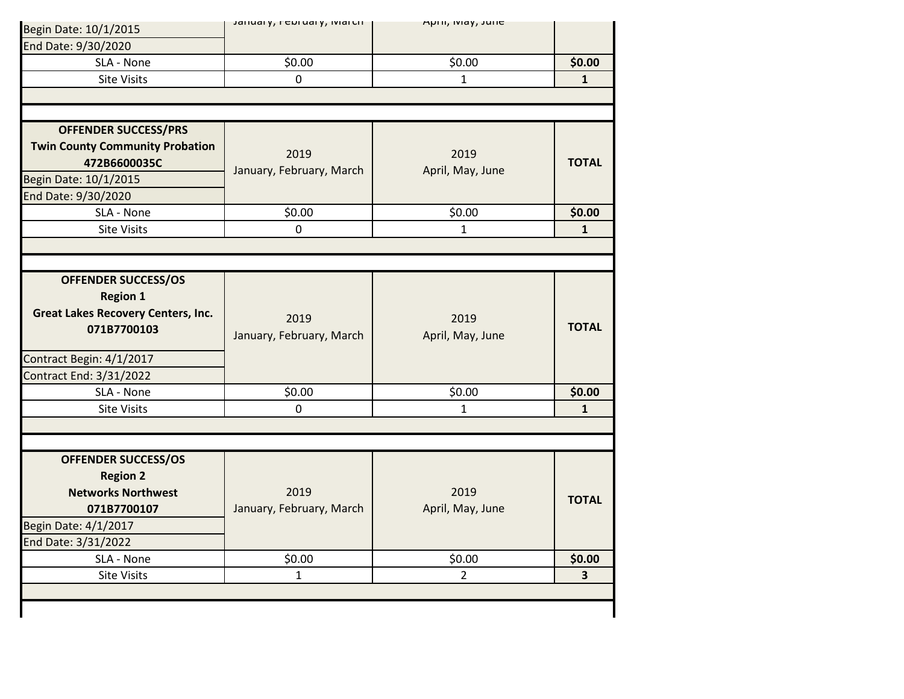| | January, February, March | April, May, June | |
|---|---|---|---|
| Begin Date: 10/1/2015<br>End Date: 9/30/2020 | | | |
| SLA - None | $0.00 | $0.00 | **$0.00** |
| Site Visits | 0 | 1 | **1** |

| **OFFENDER SUCCESS/PRS**<br>**Twin County Community Probation**<br>**472B6600035C**<br>Begin Date: 10/1/2015<br>End Date: 9/30/2020 | 2019<br>January, February, March | 2019<br>April, May, June | **TOTAL** |
|---|---|---|---|
| SLA - None | $0.00 | $0.00 | **$0.00** |
| Site Visits | 0 | 1 | **1** |

| **OFFENDER SUCCESS/OS**<br>**Region 1**<br>**Great Lakes Recovery Centers, Inc.**<br>**071B7700103**<br>Contract Begin: 4/1/2017<br>Contract End: 3/31/2022 | 2019<br>January, February, March | 2019<br>April, May, June | **TOTAL** |
|---|---|---|---|
| SLA - None | $0.00 | $0.00 | **$0.00** |
| Site Visits | 0 | 1 | **1** |

| **OFFENDER SUCCESS/OS**<br>**Region 2**<br>**Networks Northwest**<br>**071B7700107**<br>Begin Date: 4/1/2017<br>End Date: 3/31/2022 | 2019<br>January, February, March | 2019<br>April, May, June | **TOTAL** |
|---|---|---|---|
| SLA - None | $0.00 | $0.00 | **$0.00** |
| Site Visits | 1 | 2 | **3** |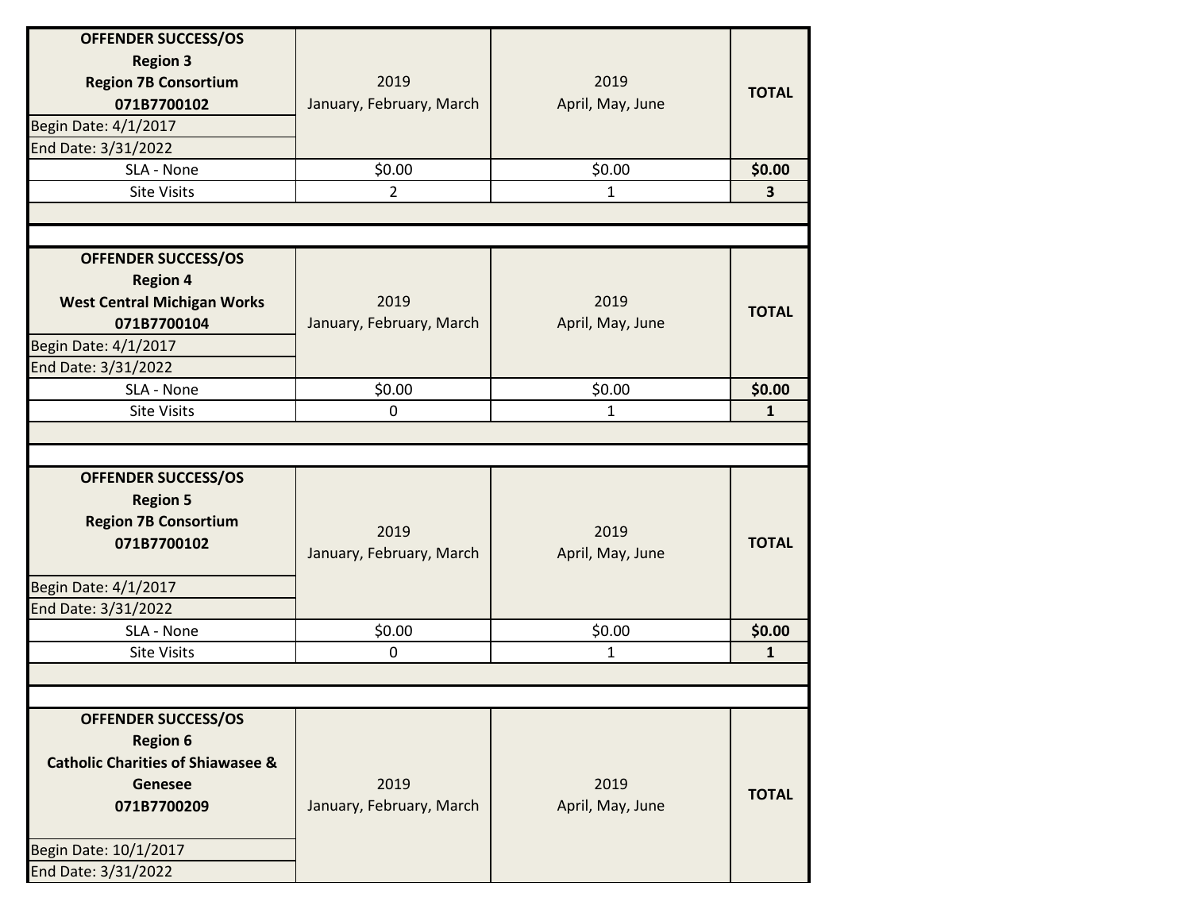| OFFENDER SUCCESS/OS<br>Region 3<br>Region 7B Consortium<br>071B7700102<br>Begin Date: 4/1/2017<br>End Date: 3/31/2022 | 2019<br>January, February, March | 2019<br>April, May, June | TOTAL |
|---|---|---|---|
| SLA - None | $0.00 | $0.00 | **$0.00** |
| Site Visits | 2 | 1 | **3** |

| OFFENDER SUCCESS/OS<br>Region 4<br>West Central Michigan Works<br>071B7700104<br>Begin Date: 4/1/2017<br>End Date: 3/31/2022 | 2019<br>January, February, March | 2019<br>April, May, June | TOTAL |
|---|---|---|---|
| SLA - None | $0.00 | $0.00 | **$0.00** |
| Site Visits | 0 | 1 | **1** |

| OFFENDER SUCCESS/OS<br>Region 5<br>Region 7B Consortium<br>071B7700102<br>Begin Date: 4/1/2017<br>End Date: 3/31/2022 | 2019<br>January, February, March | 2019<br>April, May, June | TOTAL |
|---|---|---|---|
| SLA - None | $0.00 | $0.00 | **$0.00** |
| Site Visits | 0 | 1 | **1** |

| OFFENDER SUCCESS/OS<br>Region 6<br>Catholic Charities of Shiawasee & Genesee<br>071B7700209<br>Begin Date: 10/1/2017<br>End Date: 3/31/2022 | 2019<br>January, February, March | 2019<br>April, May, June | TOTAL |
|---|---|---|---|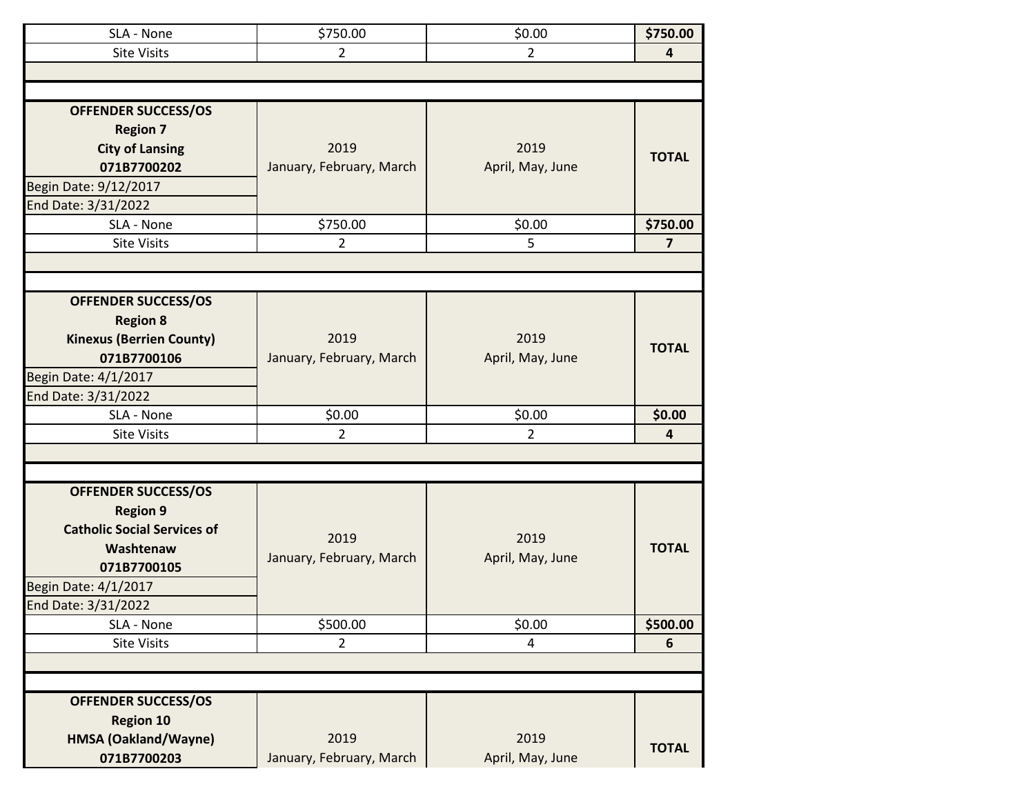| SLA - None | $750.00 | $0.00 | **$750.00** |
|---|---|---|---|
| Site Visits | 2 | 2 | **4** |

| **OFFENDER SUCCESS/OS**<br>**Region 7**<br>**City of Lansing**<br>**071B7700202**<br>Begin Date: 9/12/2017<br>End Date: 3/31/2022 | 2019<br>January, February, March | 2019<br>April, May, June | **TOTAL** |
|---|---|---|---|
| SLA - None | $750.00 | $0.00 | **$750.00** |
| Site Visits | 2 | 5 | **7** |

| **OFFENDER SUCCESS/OS**<br>**Region 8**<br>**Kinexus (Berrien County)**<br>**071B7700106**<br>Begin Date: 4/1/2017<br>End Date: 3/31/2022 | 2019<br>January, February, March | 2019<br>April, May, June | **TOTAL** |
|---|---|---|---|
| SLA - None | $0.00 | $0.00 | **$0.00** |
| Site Visits | 2 | 2 | **4** |

| **OFFENDER SUCCESS/OS**<br>**Region 9**<br>**Catholic Social Services of Washtenaw**<br>**071B7700105**<br>Begin Date: 4/1/2017<br>End Date: 3/31/2022 | 2019<br>January, February, March | 2019<br>April, May, June | **TOTAL** |
|---|---|---|---|
| SLA - None | $500.00 | $0.00 | **$500.00** |
| Site Visits | 2 | 4 | **6** |

| **OFFENDER SUCCESS/OS**<br>**Region 10**<br>**HMSA (Oakland/Wayne)**<br>**071B7700203** | 2019<br>January, February, March | 2019<br>April, May, June | **TOTAL** |
|---|---|---|---|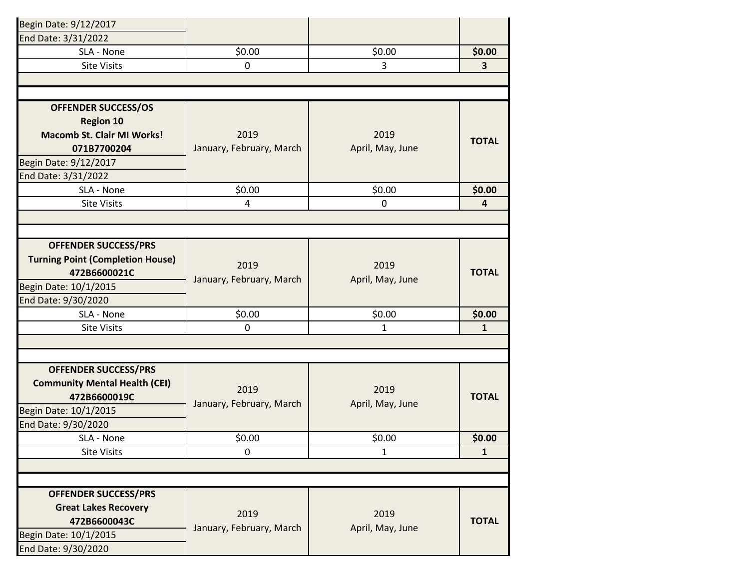| Begin Date: 9/12/2017<br>End Date: 3/31/2022 | | | |
|---|---|---|---|
| SLA - None | $0.00 | $0.00 | **$0.00** |
| Site Visits | 0 | 3 | **3** |

| **OFFENDER SUCCESS/OS**<br>**Region 10**<br>**Macomb St. Clair MI Works!**<br>**071B7700204**<br>Begin Date: 9/12/2017<br>End Date: 3/31/2022 | 2019<br>January, February, March | 2019<br>April, May, June | **TOTAL** |
|---|---|---|---|
| SLA - None | $0.00 | $0.00 | **$0.00** |
| Site Visits | 4 | 0 | **4** |

| **OFFENDER SUCCESS/PRS**<br>**Turning Point (Completion House)**<br>**472B6600021C**<br>Begin Date: 10/1/2015<br>End Date: 9/30/2020 | 2019<br>January, February, March | 2019<br>April, May, June | **TOTAL** |
|---|---|---|---|
| SLA - None | $0.00 | $0.00 | **$0.00** |
| Site Visits | 0 | 1 | **1** |

| **OFFENDER SUCCESS/PRS**<br>**Community Mental Health (CEI)**<br>**472B6600019C**<br>Begin Date: 10/1/2015<br>End Date: 9/30/2020 | 2019<br>January, February, March | 2019<br>April, May, June | **TOTAL** |
|---|---|---|---|
| SLA - None | $0.00 | $0.00 | **$0.00** |
| Site Visits | 0 | 1 | **1** |

| **OFFENDER SUCCESS/PRS**<br>**Great Lakes Recovery**<br>**472B6600043C**<br>Begin Date: 10/1/2015<br>End Date: 9/30/2020 | 2019<br>January, February, March | 2019<br>April, May, June | **TOTAL** |
|---|---|---|---|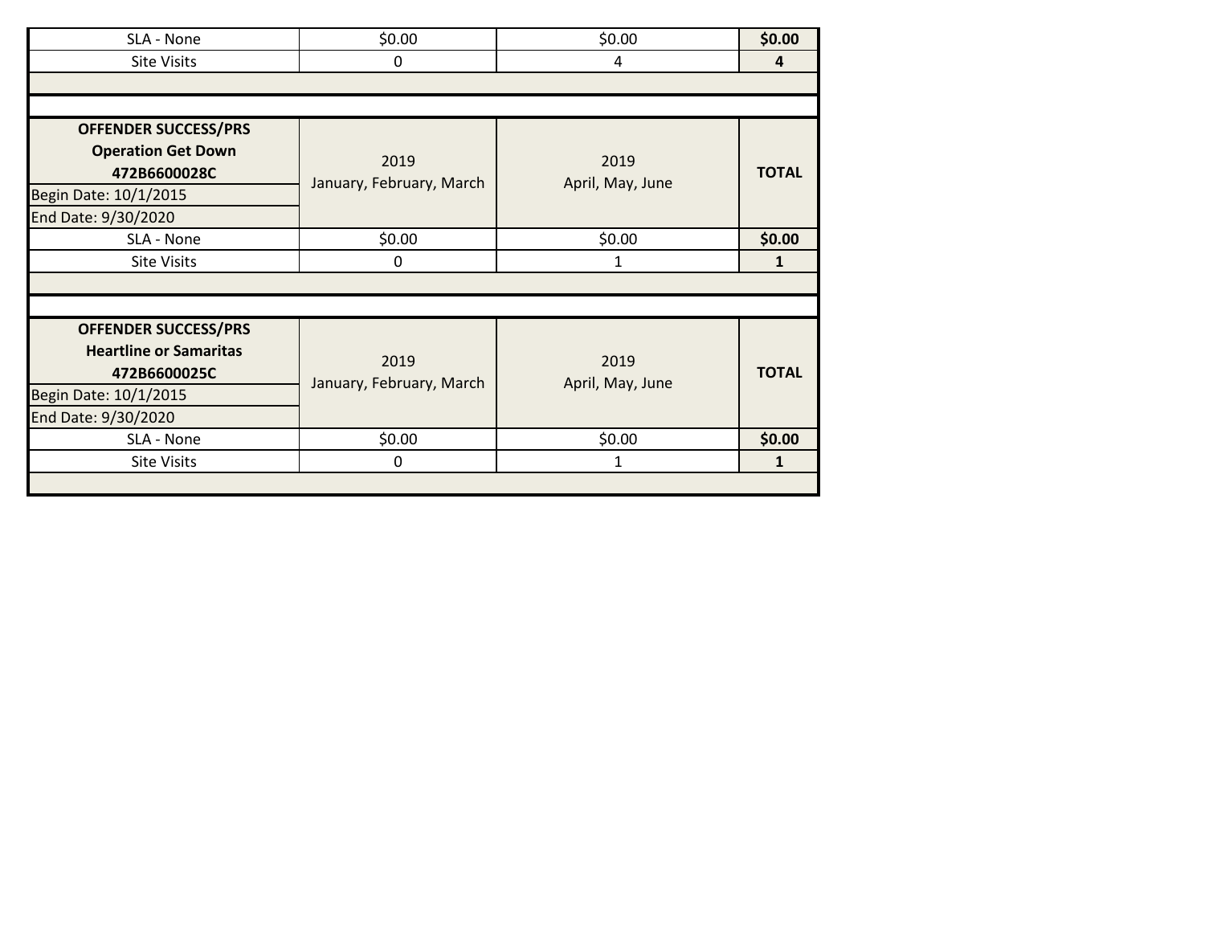| SLA - None | $0.00 | $0.00 | **$0.00** |
|---|---|---|---|
| Site Visits | 0 | 4 | **4** |

| **OFFENDER SUCCESS/PRS**<br>**Operation Get Down**<br>**472B6600028C**<br>Begin Date: 10/1/2015<br>End Date: 9/30/2020 | 2019<br>January, February, March | 2019<br>April, May, June | **TOTAL** |
|---|---|---|---|
| SLA - None | $0.00 | $0.00 | **$0.00** |
| Site Visits | 0 | 1 | **1** |

| **OFFENDER SUCCESS/PRS**<br>**Heartline or Samaritas**<br>**472B6600025C**<br>Begin Date: 10/1/2015<br>End Date: 9/30/2020 | 2019<br>January, February, March | 2019<br>April, May, June | **TOTAL** |
|---|---|---|---|
| SLA - None | $0.00 | $0.00 | **$0.00** |
| Site Visits | 0 | 1 | **1** |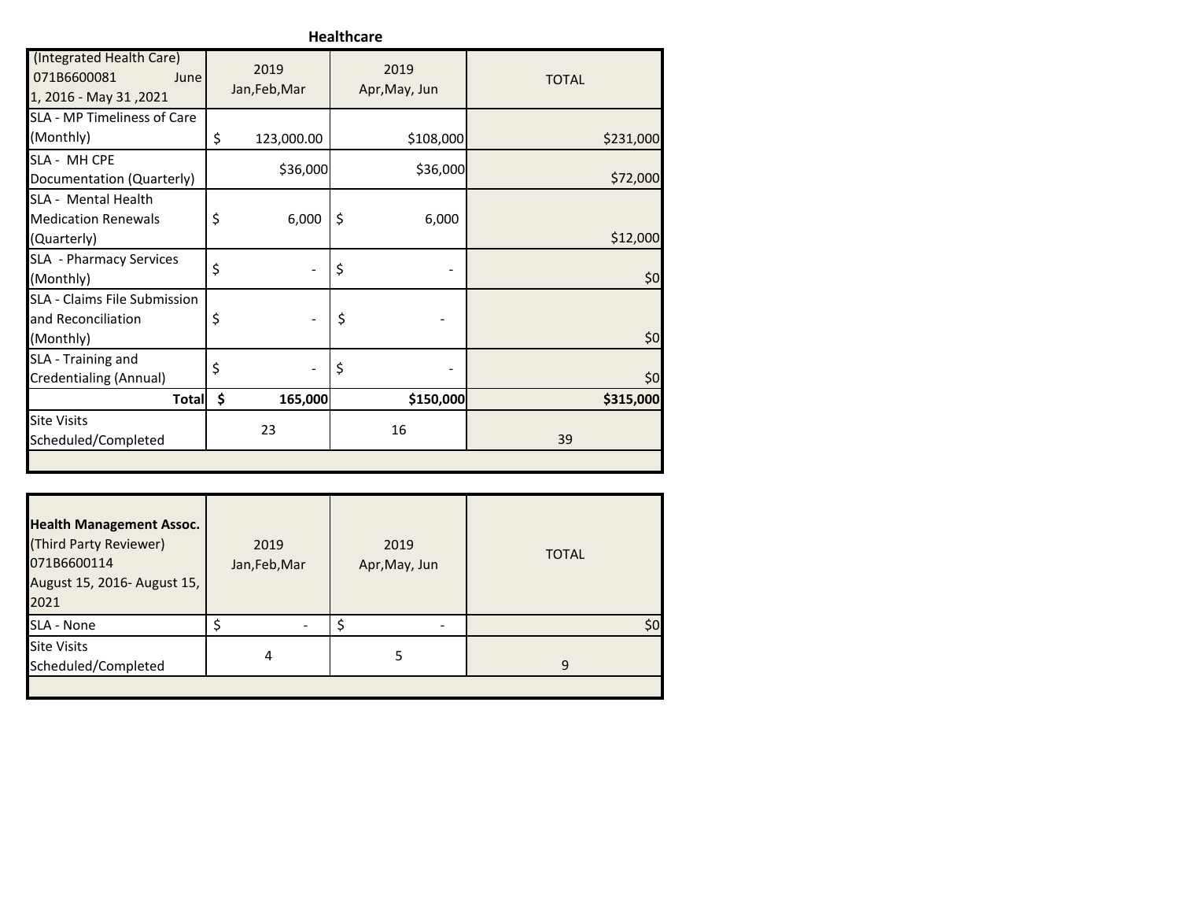## Healthcare

| (Integrated Health Care) 071B6600081 June 1, 2016 - May 31 ,2021 | 2019 Jan,Feb,Mar | 2019 Apr,May, Jun | TOTAL |
|---|---|---|---|
| SLA - MP Timeliness of Care (Monthly) | $ 123,000.00 | $108,000 | $231,000 |
| SLA - MH CPE Documentation (Quarterly) | $36,000 | $36,000 | $72,000 |
| SLA - Mental Health Medication Renewals (Quarterly) | $ 6,000 | $ 6,000 | $12,000 |
| SLA - Pharmacy Services (Monthly) | $ - | $ - | $0 |
| SLA - Claims File Submission and Reconciliation (Monthly) | $ - | $ - | $0 |
| SLA - Training and Credentialing (Annual) | $ - | $ - | $0 |
| **Total** | **$ 165,000** | **$150,000** | **$315,000** |
| Site Visits Scheduled/Completed | 23 | 16 | 39 |

| **Health Management Assoc.** (Third Party Reviewer) 071B6600114 August 15, 2016- August 15, 2021 | 2019 Jan,Feb,Mar | 2019 Apr,May, Jun | TOTAL |
|---|---|---|---|
| SLA - None | $ - | $ - | $0 |
| Site Visits Scheduled/Completed | 4 | 5 | 9 |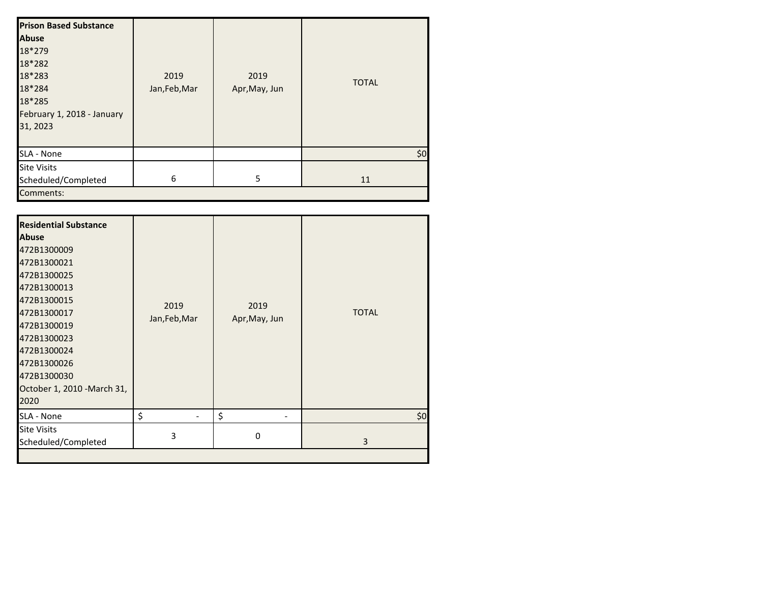| **Prison Based Substance Abuse**<br>18*279<br>18*282<br>18*283<br>18*284<br>18*285<br>February 1, 2018 - January 31, 2023 | 2019<br>Jan,Feb,Mar | 2019<br>Apr,May, Jun | TOTAL |
|---|---|---|---|
| SLA - None | | | $0 |
| Site Visits Scheduled/Completed | 6 | 5 | 11 |
| Comments: | | | |

| **Residential Substance Abuse**<br>472B1300009<br>472B1300021<br>472B1300025<br>472B1300013<br>472B1300015<br>472B1300017<br>472B1300019<br>472B1300023<br>472B1300024<br>472B1300026<br>472B1300030<br>October 1, 2010 -March 31, 2020 | 2019<br>Jan,Feb,Mar | 2019<br>Apr,May, Jun | TOTAL |
|---|---|---|---|
| SLA - None | $ - | $ - | $0 |
| Site Visits Scheduled/Completed | 3 | 0 | 3 |
| | | | |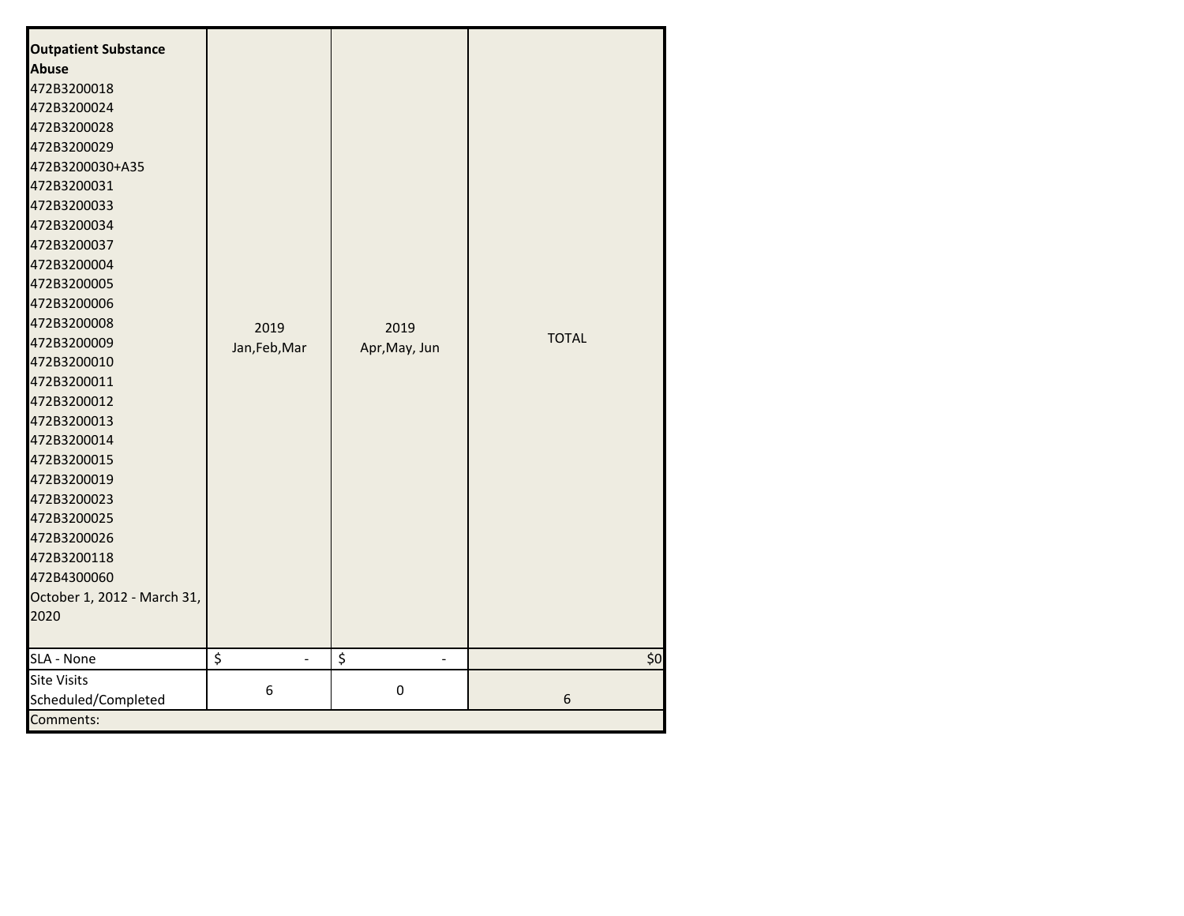| **Outpatient Substance Abuse**<br>472B3200018<br>472B3200024<br>472B3200028<br>472B3200029<br>472B3200030+A35<br>472B3200031<br>472B3200033<br>472B3200034<br>472B3200037<br>472B3200004<br>472B3200005<br>472B3200006<br>472B3200008<br>472B3200009<br>472B3200010<br>472B3200011<br>472B3200012<br>472B3200013<br>472B3200014<br>472B3200015<br>472B3200019<br>472B3200023<br>472B3200025<br>472B3200026<br>472B3200118<br>472B4300060<br>October 1, 2012 - March 31, 2020 | 2019<br>Jan,Feb,Mar | 2019<br>Apr,May, Jun | TOTAL |
|---|---|---|---|
| SLA - None | $ - | $ - | $0 |
| Site Visits Scheduled/Completed | 6 | 0 | 6 |
| Comments: | | | |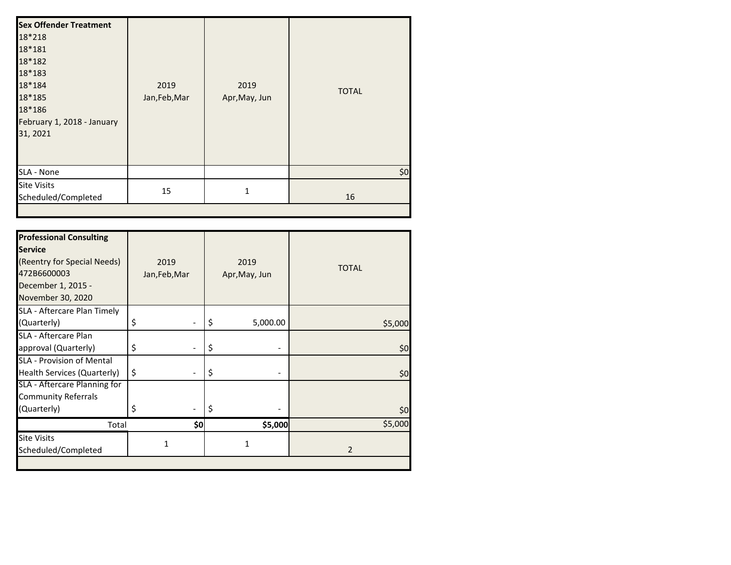| Sex Offender Treatment 18*218 18*181 18*182 18*183 18*184 18*185 18*186 February 1, 2018 - January 31, 2021 | 2019 Jan,Feb,Mar | 2019 Apr,May, Jun | TOTAL |
|---|---|---|---|
| SLA - None | | | $0 |
| Site Visits Scheduled/Completed | 15 | 1 | 16 |
| | | | |

| Professional Consulting Service (Reentry for Special Needs) 472B6600003 December 1, 2015 - November 30, 2020 | 2019 Jan,Feb,Mar | 2019 Apr,May, Jun | TOTAL |
|---|---|---|---|
| SLA - Aftercare Plan Timely (Quarterly) | $ - | $ 5,000.00 | $5,000 |
| SLA - Aftercare Plan approval (Quarterly) | $ - | $ - | $0 |
| SLA - Provision of Mental Health Services (Quarterly) | $ - | $ - | $0 |
| SLA - Aftercare Planning for Community Referrals (Quarterly) | $ - | $ - | $0 |
| Total | **$0** | **$5,000** | $5,000 |
| Site Visits Scheduled/Completed | 1 | 1 | 2 |
| | | | |